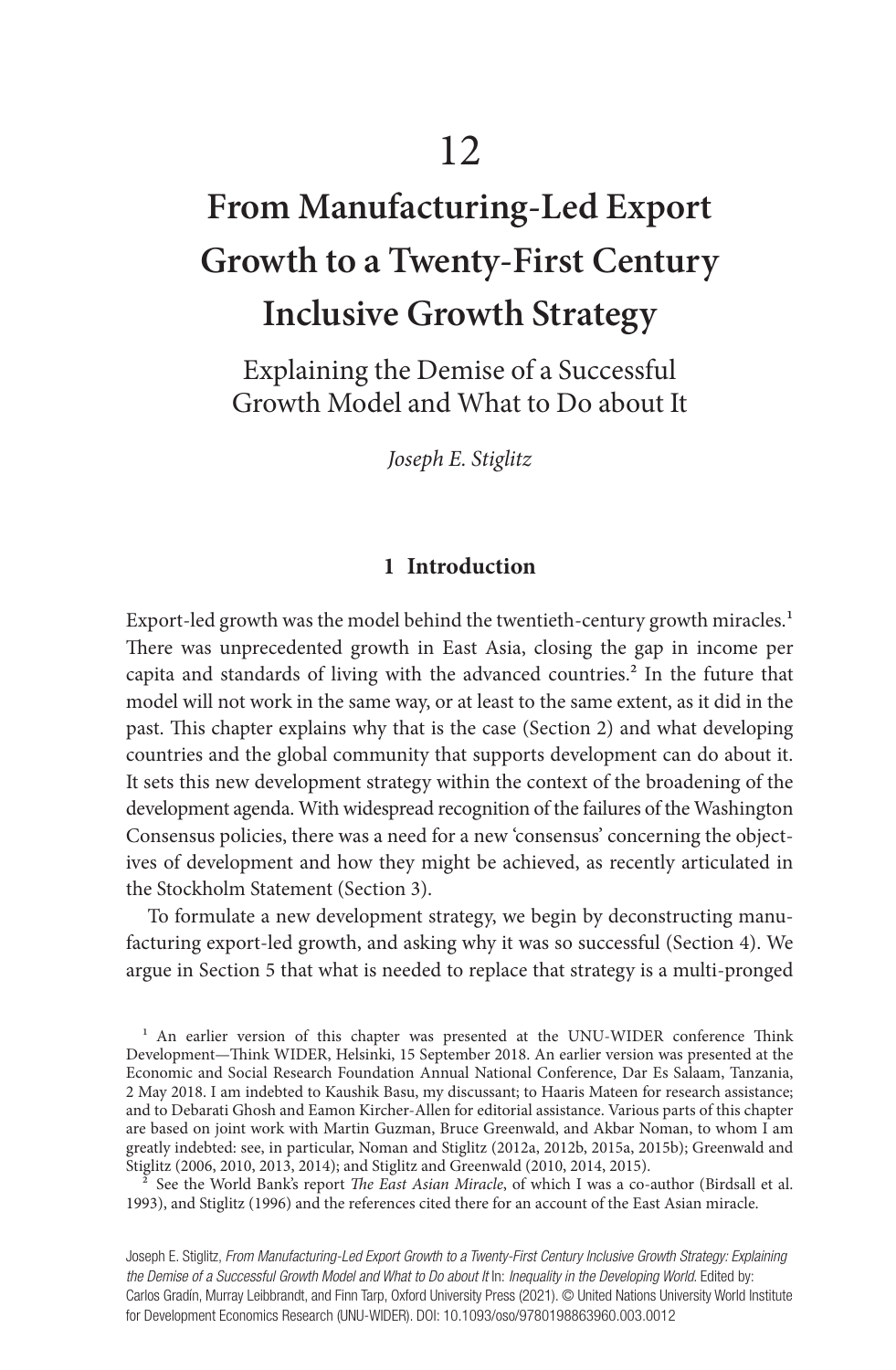# 12

# From Manufacturing-Led Export Growth to a Twenty-First Century Inclusive Growth Strategy

## Explaining the Demise of a Successful Growth Model and What to Do about It

*Joseph E. Stiglitz*

### 1 Introduction

Export-led growth was the model behind the twentieth-century growth miracles.[1] There was unprecedented growth in East Asia, closing the gap in income per capita and standards of living with the advanced countries.[2] In the future that model will not work in the same way, or at least to the same extent, as it did in the past. This chapter explains why that is the case (Section 2) and what developing countries and the global community that supports development can do about it. It sets this new development strategy within the context of the broadening of the development agenda. With widespread recognition of the failures of the Washington Consensus policies, there was a need for a new 'consensus' concerning the objectives of development and how they might be achieved, as recently articulated in the Stockholm Statement (Section 3).

To formulate a new development strategy, we begin by deconstructing manufacturing export-led growth, and asking why it was so successful (Section 4). We argue in Section 5 that what is needed to replace that strategy is a multi-pronged

[1] An earlier version of this chapter was presented at the UNU-WIDER conference Think Development—Think WIDER, Helsinki, 15 September 2018. An earlier version was presented at the Economic and Social Research Foundation Annual National Conference, Dar Es Salaam, Tanzania, 2 May 2018. I am indebted to Kaushik Basu, my discussant; to Haaris Mateen for research assistance; and to Debarati Ghosh and Eamon Kircher-Allen for editorial assistance. Various parts of this chapter are based on joint work with Martin Guzman, Bruce Greenwald, and Akbar Noman, to whom I am greatly indebted: see, in particular, Noman and Stiglitz (2012a, 2012b, 2015a, 2015b); Greenwald and Stiglitz (2006, 2010, 2013, 2014); and Stiglitz and Greenwald (2010, 2014, 2015).

[2] See the World Bank's report *The East Asian Miracle*, of which I was a co-author (Birdsall et al. 1993), and Stiglitz (1996) and the references cited there for an account of the East Asian miracle.

Joseph E. Stiglitz, *From Manufacturing-Led Export Growth to a Twenty-First Century Inclusive Growth Strategy: Explaining the Demise of a Successful Growth Model and What to Do about It* In: *Inequality in the Developing World*. Edited by: Carlos Gradín, Murray Leibbrandt, and Finn Tarp, Oxford University Press (2021). © United Nations University World Institute for Development Economics Research (UNU-WIDER). DOI: 10.1093/oso/9780198863960.003.0012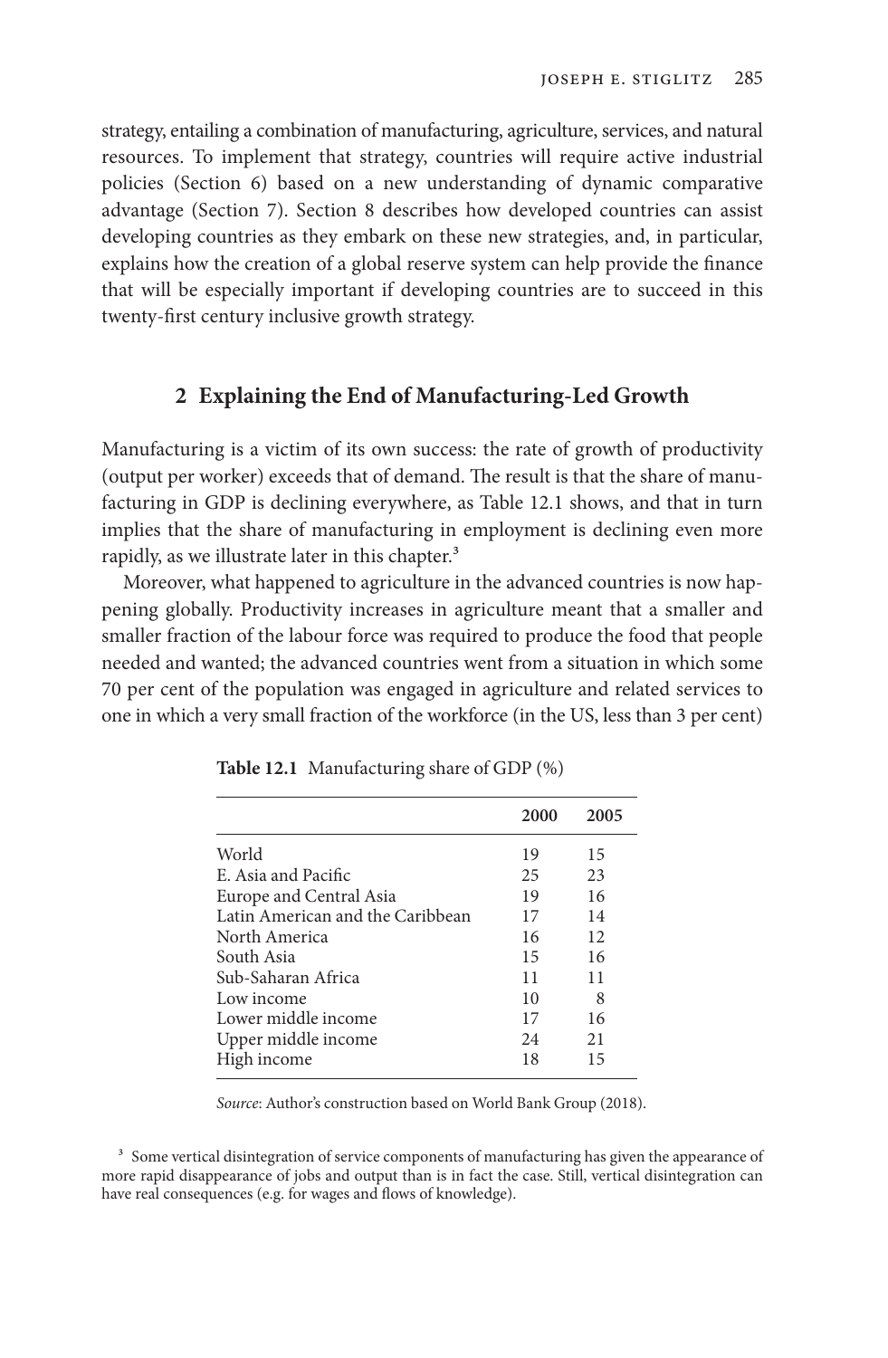strategy, entailing a combination of manufacturing, agriculture, services, and natural resources. To implement that strategy, countries will require active industrial policies (Section 6) based on a new understanding of dynamic comparative advantage (Section 7). Section 8 describes how developed countries can assist developing countries as they embark on these new strategies, and, in particular, explains how the creation of a global reserve system can help provide the finance that will be especially important if developing countries are to succeed in this twenty-first century inclusive growth strategy.

## 2 Explaining the End of Manufacturing-Led Growth

Manufacturing is a victim of its own success: the rate of growth of productivity (output per worker) exceeds that of demand. The result is that the share of manufacturing in GDP is declining everywhere, as Table 12.1 shows, and that in turn implies that the share of manufacturing in employment is declining even more rapidly, as we illustrate later in this chapter.[3]

Moreover, what happened to agriculture in the advanced countries is now happening globally. Productivity increases in agriculture meant that a smaller and smaller fraction of the labour force was required to produce the food that people needed and wanted; the advanced countries went from a situation in which some 70 per cent of the population was engaged in agriculture and related services to one in which a very small fraction of the workforce (in the US, less than 3 per cent)

**Table 12.1** Manufacturing share of GDP (%)

| | 2000 | 2005 |
|---|---|---|
| World | 19 | 15 |
| E. Asia and Pacific | 25 | 23 |
| Europe and Central Asia | 19 | 16 |
| Latin American and the Caribbean | 17 | 14 |
| North America | 16 | 12 |
| South Asia | 15 | 16 |
| Sub-Saharan Africa | 11 | 11 |
| Low income | 10 | 8 |
| Lower middle income | 17 | 16 |
| Upper middle income | 24 | 21 |
| High income | 18 | 15 |

*Source*: Author's construction based on World Bank Group (2018).

[3] Some vertical disintegration of service components of manufacturing has given the appearance of more rapid disappearance of jobs and output than is in fact the case. Still, vertical disintegration can have real consequences (e.g. for wages and flows of knowledge).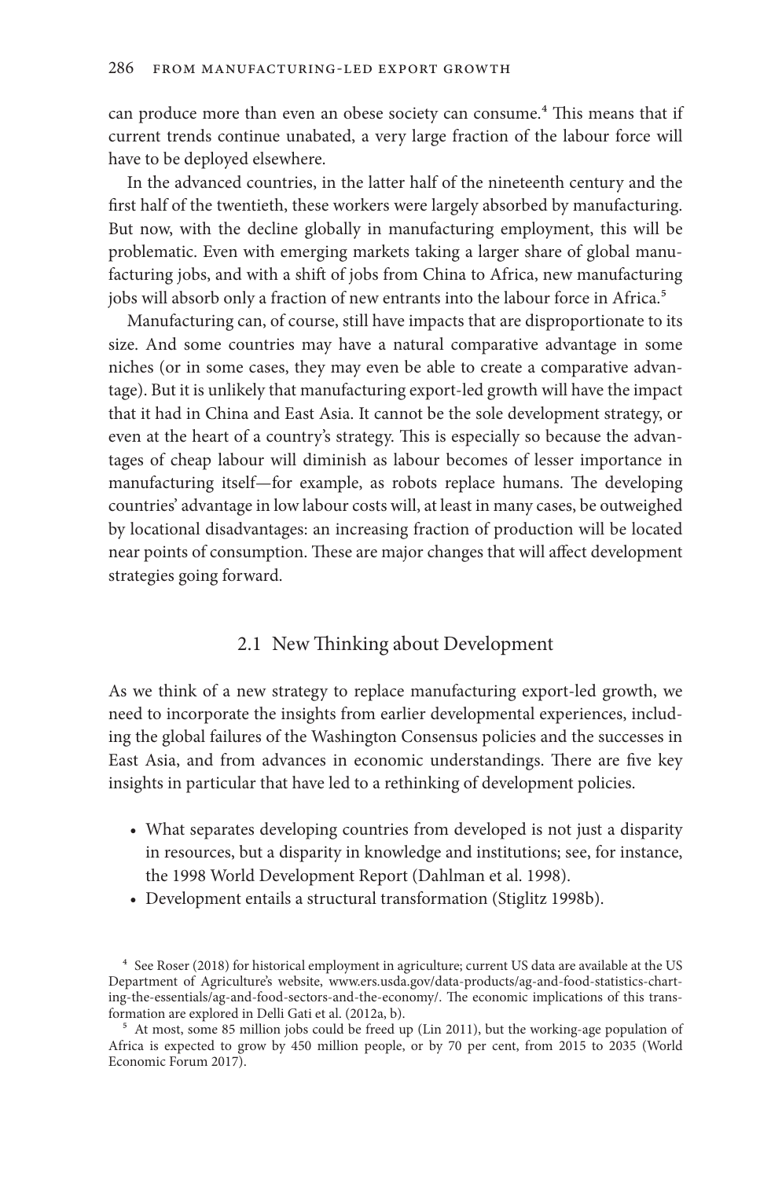can produce more than even an obese society can consume.[4] This means that if current trends continue unabated, a very large fraction of the labour force will have to be deployed elsewhere.

In the advanced countries, in the latter half of the nineteenth century and the first half of the twentieth, these workers were largely absorbed by manufacturing. But now, with the decline globally in manufacturing employment, this will be problematic. Even with emerging markets taking a larger share of global manufacturing jobs, and with a shift of jobs from China to Africa, new manufacturing jobs will absorb only a fraction of new entrants into the labour force in Africa.[5]

Manufacturing can, of course, still have impacts that are disproportionate to its size. And some countries may have a natural comparative advantage in some niches (or in some cases, they may even be able to create a comparative advantage). But it is unlikely that manufacturing export-led growth will have the impact that it had in China and East Asia. It cannot be the sole development strategy, or even at the heart of a country's strategy. This is especially so because the advantages of cheap labour will diminish as labour becomes of lesser importance in manufacturing itself—for example, as robots replace humans. The developing countries' advantage in low labour costs will, at least in many cases, be outweighed by locational disadvantages: an increasing fraction of production will be located near points of consumption. These are major changes that will affect development strategies going forward.

## 2.1 New Thinking about Development

As we think of a new strategy to replace manufacturing export-led growth, we need to incorporate the insights from earlier developmental experiences, including the global failures of the Washington Consensus policies and the successes in East Asia, and from advances in economic understandings. There are five key insights in particular that have led to a rethinking of development policies.

- What separates developing countries from developed is not just a disparity in resources, but a disparity in knowledge and institutions; see, for instance, the 1998 World Development Report (Dahlman et al. 1998).
- Development entails a structural transformation (Stiglitz 1998b).

[4] See Roser (2018) for historical employment in agriculture; current US data are available at the US Department of Agriculture's website, www.ers.usda.gov/data-products/ag-and-food-statistics-charting-the-essentials/ag-and-food-sectors-and-the-economy/. The economic implications of this transformation are explored in Delli Gati et al. (2012a, b).

[5] At most, some 85 million jobs could be freed up (Lin 2011), but the working-age population of Africa is expected to grow by 450 million people, or by 70 per cent, from 2015 to 2035 (World Economic Forum 2017).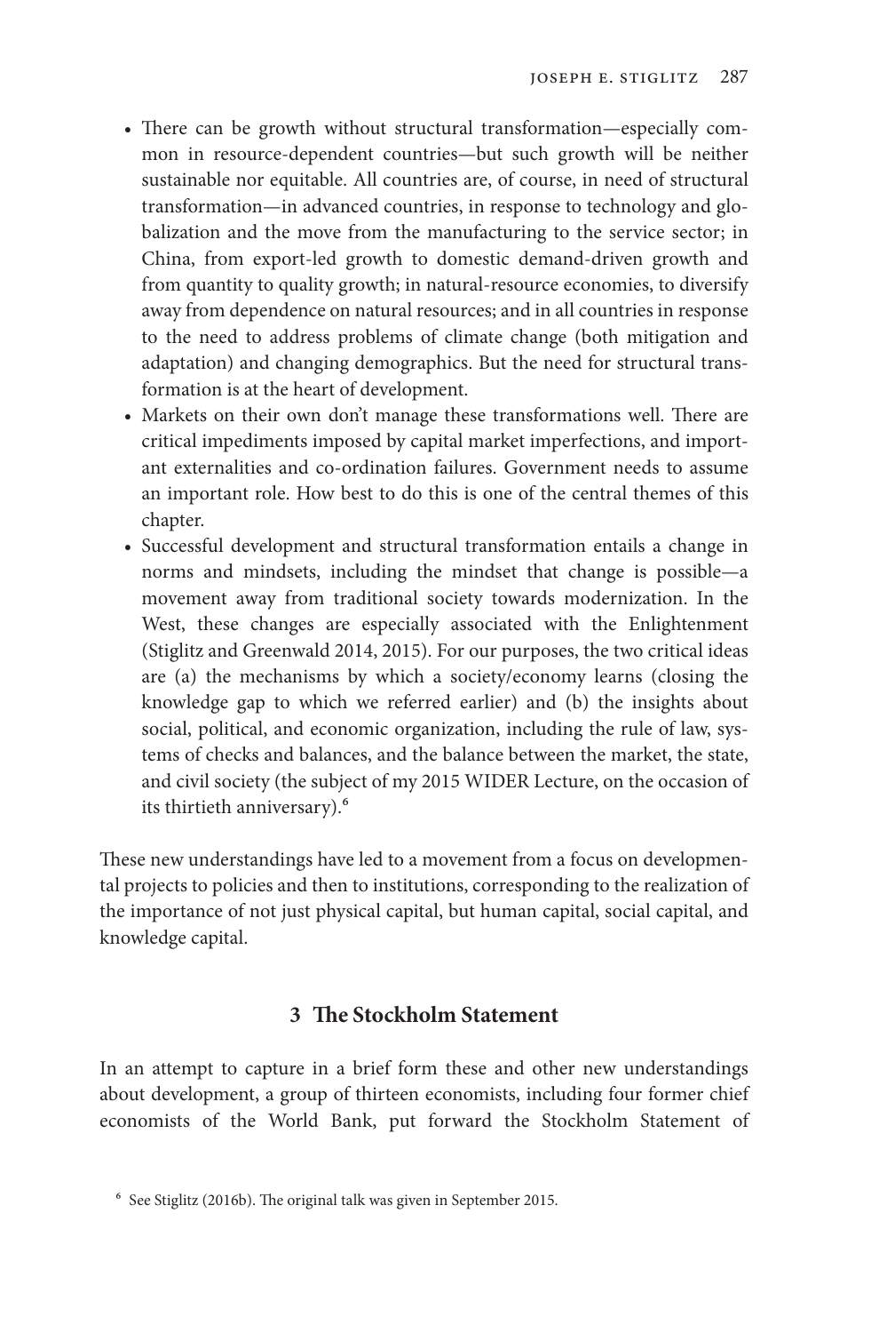- There can be growth without structural transformation—especially common in resource-dependent countries—but such growth will be neither sustainable nor equitable. All countries are, of course, in need of structural transformation—in advanced countries, in response to technology and globalization and the move from the manufacturing to the service sector; in China, from export-led growth to domestic demand-driven growth and from quantity to quality growth; in natural-resource economies, to diversify away from dependence on natural resources; and in all countries in response to the need to address problems of climate change (both mitigation and adaptation) and changing demographics. But the need for structural transformation is at the heart of development.
- Markets on their own don't manage these transformations well. There are critical impediments imposed by capital market imperfections, and important externalities and co-ordination failures. Government needs to assume an important role. How best to do this is one of the central themes of this chapter.
- Successful development and structural transformation entails a change in norms and mindsets, including the mindset that change is possible—a movement away from traditional society towards modernization. In the West, these changes are especially associated with the Enlightenment (Stiglitz and Greenwald 2014, 2015). For our purposes, the two critical ideas are (a) the mechanisms by which a society/economy learns (closing the knowledge gap to which we referred earlier) and (b) the insights about social, political, and economic organization, including the rule of law, systems of checks and balances, and the balance between the market, the state, and civil society (the subject of my 2015 WIDER Lecture, on the occasion of its thirtieth anniversary).[6]

These new understandings have led to a movement from a focus on developmental projects to policies and then to institutions, corresponding to the realization of the importance of not just physical capital, but human capital, social capital, and knowledge capital.

## 3 The Stockholm Statement

In an attempt to capture in a brief form these and other new understandings about development, a group of thirteen economists, including four former chief economists of the World Bank, put forward the Stockholm Statement of

[6] See Stiglitz (2016b). The original talk was given in September 2015.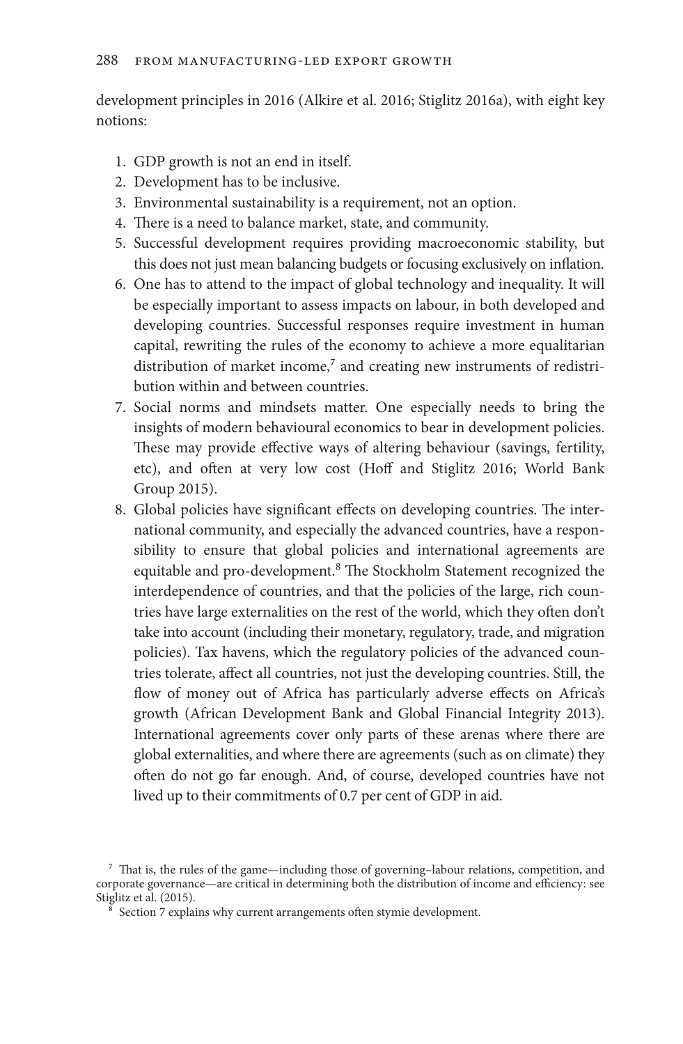development principles in 2016 (Alkire et al. 2016; Stiglitz 2016a), with eight key notions:

1. GDP growth is not an end in itself.
2. Development has to be inclusive.
3. Environmental sustainability is a requirement, not an option.
4. There is a need to balance market, state, and community.
5. Successful development requires providing macroeconomic stability, but this does not just mean balancing budgets or focusing exclusively on inflation.
6. One has to attend to the impact of global technology and inequality. It will be especially important to assess impacts on labour, in both developed and developing countries. Successful responses require investment in human capital, rewriting the rules of the economy to achieve a more equalitarian distribution of market income,[7] and creating new instruments of redistribution within and between countries.
7. Social norms and mindsets matter. One especially needs to bring the insights of modern behavioural economics to bear in development policies. These may provide effective ways of altering behaviour (savings, fertility, etc), and often at very low cost (Hoff and Stiglitz 2016; World Bank Group 2015).
8. Global policies have significant effects on developing countries. The international community, and especially the advanced countries, have a responsibility to ensure that global policies and international agreements are equitable and pro-development.[8] The Stockholm Statement recognized the interdependence of countries, and that the policies of the large, rich countries have large externalities on the rest of the world, which they often don't take into account (including their monetary, regulatory, trade, and migration policies). Tax havens, which the regulatory policies of the advanced countries tolerate, affect all countries, not just the developing countries. Still, the flow of money out of Africa has particularly adverse effects on Africa's growth (African Development Bank and Global Financial Integrity 2013). International agreements cover only parts of these arenas where there are global externalities, and where there are agreements (such as on climate) they often do not go far enough. And, of course, developed countries have not lived up to their commitments of 0.7 per cent of GDP in aid.

[7] That is, the rules of the game—including those of governing–labour relations, competition, and corporate governance—are critical in determining both the distribution of income and efficiency: see Stiglitz et al. (2015).

[8] Section 7 explains why current arrangements often stymie development.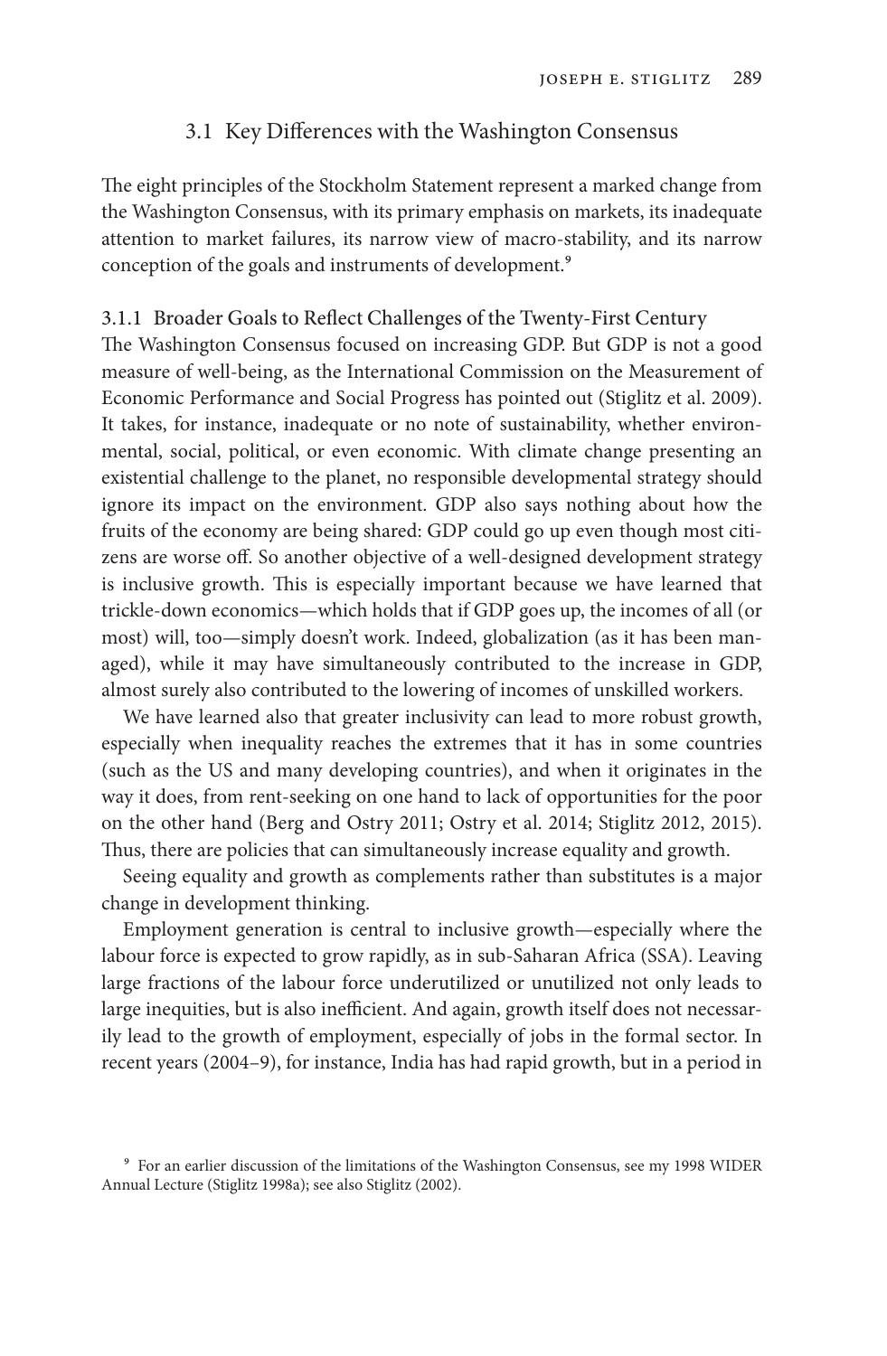## 3.1 Key Differences with the Washington Consensus

The eight principles of the Stockholm Statement represent a marked change from the Washington Consensus, with its primary emphasis on markets, its inadequate attention to market failures, its narrow view of macro-stability, and its narrow conception of the goals and instruments of development.[9]

### 3.1.1 Broader Goals to Reflect Challenges of the Twenty-First Century

The Washington Consensus focused on increasing GDP. But GDP is not a good measure of well-being, as the International Commission on the Measurement of Economic Performance and Social Progress has pointed out (Stiglitz et al. 2009). It takes, for instance, inadequate or no note of sustainability, whether environmental, social, political, or even economic. With climate change presenting an existential challenge to the planet, no responsible developmental strategy should ignore its impact on the environment. GDP also says nothing about how the fruits of the economy are being shared: GDP could go up even though most citizens are worse off. So another objective of a well-designed development strategy is inclusive growth. This is especially important because we have learned that trickle-down economics—which holds that if GDP goes up, the incomes of all (or most) will, too—simply doesn't work. Indeed, globalization (as it has been managed), while it may have simultaneously contributed to the increase in GDP, almost surely also contributed to the lowering of incomes of unskilled workers.

We have learned also that greater inclusivity can lead to more robust growth, especially when inequality reaches the extremes that it has in some countries (such as the US and many developing countries), and when it originates in the way it does, from rent-seeking on one hand to lack of opportunities for the poor on the other hand (Berg and Ostry 2011; Ostry et al. 2014; Stiglitz 2012, 2015). Thus, there are policies that can simultaneously increase equality and growth.

Seeing equality and growth as complements rather than substitutes is a major change in development thinking.

Employment generation is central to inclusive growth—especially where the labour force is expected to grow rapidly, as in sub-Saharan Africa (SSA). Leaving large fractions of the labour force underutilized or unutilized not only leads to large inequities, but is also inefficient. And again, growth itself does not necessarily lead to the growth of employment, especially of jobs in the formal sector. In recent years (2004–9), for instance, India has had rapid growth, but in a period in

[9] For an earlier discussion of the limitations of the Washington Consensus, see my 1998 WIDER Annual Lecture (Stiglitz 1998a); see also Stiglitz (2002).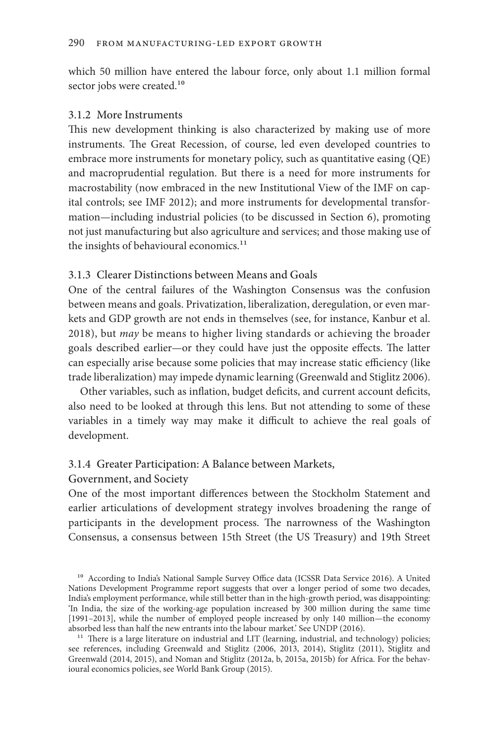which 50 million have entered the labour force, only about 1.1 million formal sector jobs were created.[10]

### 3.1.2 More Instruments

This new development thinking is also characterized by making use of more instruments. The Great Recession, of course, led even developed countries to embrace more instruments for monetary policy, such as quantitative easing (QE) and macroprudential regulation. But there is a need for more instruments for macrostability (now embraced in the new Institutional View of the IMF on capital controls; see IMF 2012); and more instruments for developmental transformation—including industrial policies (to be discussed in Section 6), promoting not just manufacturing but also agriculture and services; and those making use of the insights of behavioural economics.[11]

### 3.1.3 Clearer Distinctions between Means and Goals

One of the central failures of the Washington Consensus was the confusion between means and goals. Privatization, liberalization, deregulation, or even markets and GDP growth are not ends in themselves (see, for instance, Kanbur et al. 2018), but *may* be means to higher living standards or achieving the broader goals described earlier—or they could have just the opposite effects. The latter can especially arise because some policies that may increase static efficiency (like trade liberalization) may impede dynamic learning (Greenwald and Stiglitz 2006).

Other variables, such as inflation, budget deficits, and current account deficits, also need to be looked at through this lens. But not attending to some of these variables in a timely way may make it difficult to achieve the real goals of development.

### 3.1.4 Greater Participation: A Balance between Markets, Government, and Society

One of the most important differences between the Stockholm Statement and earlier articulations of development strategy involves broadening the range of participants in the development process. The narrowness of the Washington Consensus, a consensus between 15th Street (the US Treasury) and 19th Street

---

[10] According to India's National Sample Survey Office data (ICSSR Data Service 2016). A United Nations Development Programme report suggests that over a longer period of some two decades, India's employment performance, while still better than in the high-growth period, was disappointing: 'In India, the size of the working-age population increased by 300 million during the same time [1991–2013], while the number of employed people increased by only 140 million—the economy absorbed less than half the new entrants into the labour market.' See UNDP (2016).

[11] There is a large literature on industrial and LIT (learning, industrial, and technology) policies; see references, including Greenwald and Stiglitz (2006, 2013, 2014), Stiglitz (2011), Stiglitz and Greenwald (2014, 2015), and Noman and Stiglitz (2012a, b, 2015a, 2015b) for Africa. For the behavioural economics policies, see World Bank Group (2015).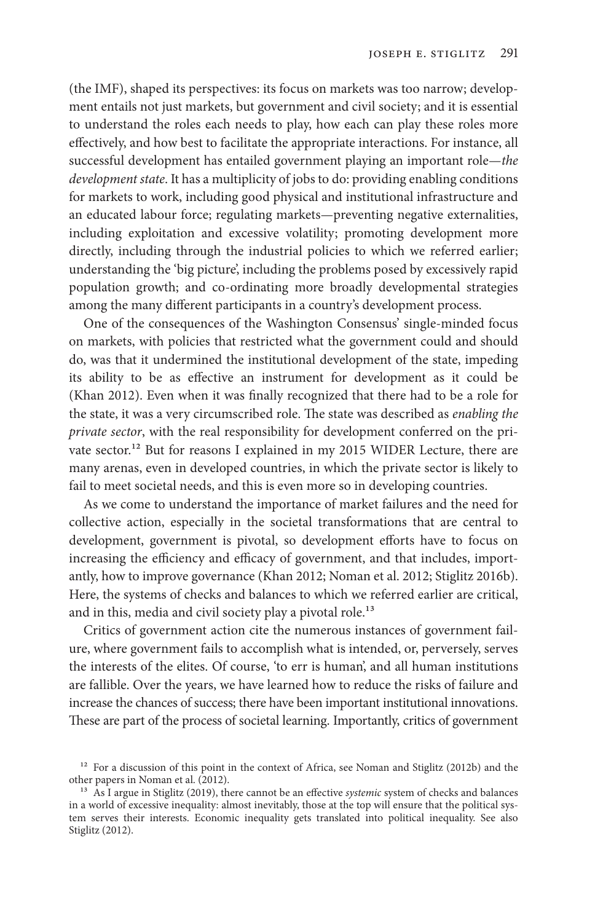(the IMF), shaped its perspectives: its focus on markets was too narrow; development entails not just markets, but government and civil society; and it is essential to understand the roles each needs to play, how each can play these roles more effectively, and how best to facilitate the appropriate interactions. For instance, all successful development has entailed government playing an important role—*the development state*. It has a multiplicity of jobs to do: providing enabling conditions for markets to work, including good physical and institutional infrastructure and an educated labour force; regulating markets—preventing negative externalities, including exploitation and excessive volatility; promoting development more directly, including through the industrial policies to which we referred earlier; understanding the 'big picture', including the problems posed by excessively rapid population growth; and co-ordinating more broadly developmental strategies among the many different participants in a country's development process.

One of the consequences of the Washington Consensus' single-minded focus on markets, with policies that restricted what the government could and should do, was that it undermined the institutional development of the state, impeding its ability to be as effective an instrument for development as it could be (Khan 2012). Even when it was finally recognized that there had to be a role for the state, it was a very circumscribed role. The state was described as *enabling the private sector*, with the real responsibility for development conferred on the private sector.[12] But for reasons I explained in my 2015 WIDER Lecture, there are many arenas, even in developed countries, in which the private sector is likely to fail to meet societal needs, and this is even more so in developing countries.

As we come to understand the importance of market failures and the need for collective action, especially in the societal transformations that are central to development, government is pivotal, so development efforts have to focus on increasing the efficiency and efficacy of government, and that includes, importantly, how to improve governance (Khan 2012; Noman et al. 2012; Stiglitz 2016b). Here, the systems of checks and balances to which we referred earlier are critical, and in this, media and civil society play a pivotal role.[13]

Critics of government action cite the numerous instances of government failure, where government fails to accomplish what is intended, or, perversely, serves the interests of the elites. Of course, 'to err is human', and all human institutions are fallible. Over the years, we have learned how to reduce the risks of failure and increase the chances of success; there have been important institutional innovations. These are part of the process of societal learning. Importantly, critics of government

[12] For a discussion of this point in the context of Africa, see Noman and Stiglitz (2012b) and the other papers in Noman et al. (2012).

[13] As I argue in Stiglitz (2019), there cannot be an effective *systemic* system of checks and balances in a world of excessive inequality: almost inevitably, those at the top will ensure that the political system serves their interests. Economic inequality gets translated into political inequality. See also Stiglitz (2012).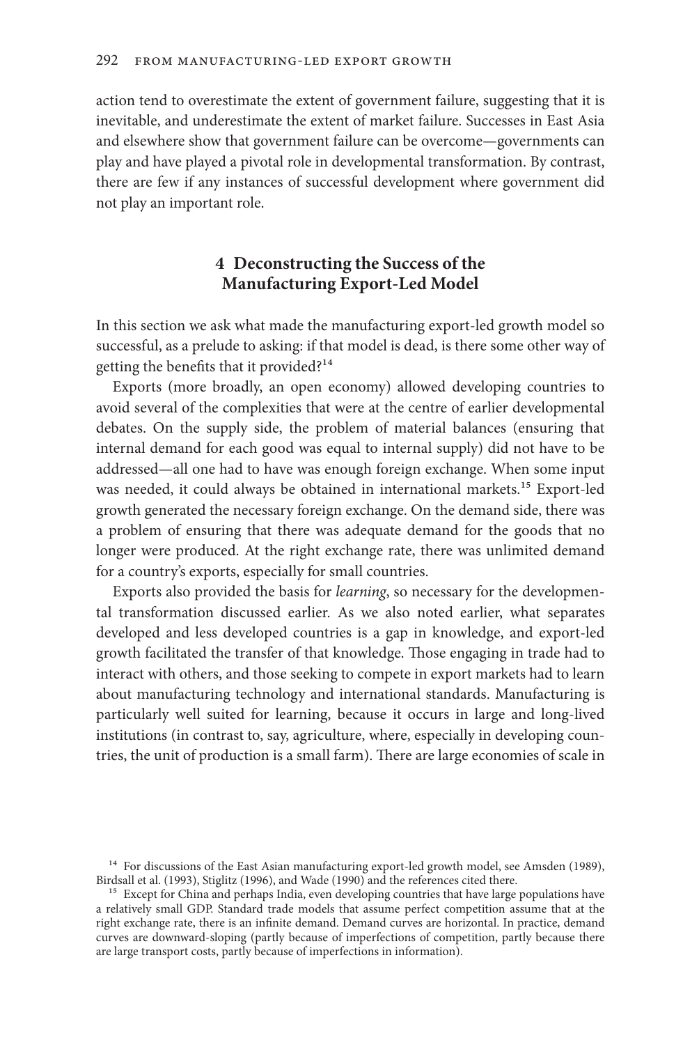action tend to overestimate the extent of government failure, suggesting that it is inevitable, and underestimate the extent of market failure. Successes in East Asia and elsewhere show that government failure can be overcome—governments can play and have played a pivotal role in developmental transformation. By contrast, there are few if any instances of successful development where government did not play an important role.

## 4 Deconstructing the Success of the Manufacturing Export-Led Model

In this section we ask what made the manufacturing export-led growth model so successful, as a prelude to asking: if that model is dead, is there some other way of getting the benefits that it provided?[14]

Exports (more broadly, an open economy) allowed developing countries to avoid several of the complexities that were at the centre of earlier developmental debates. On the supply side, the problem of material balances (ensuring that internal demand for each good was equal to internal supply) did not have to be addressed—all one had to have was enough foreign exchange. When some input was needed, it could always be obtained in international markets.[15] Export-led growth generated the necessary foreign exchange. On the demand side, there was a problem of ensuring that there was adequate demand for the goods that no longer were produced. At the right exchange rate, there was unlimited demand for a country's exports, especially for small countries.

Exports also provided the basis for *learning*, so necessary for the developmental transformation discussed earlier. As we also noted earlier, what separates developed and less developed countries is a gap in knowledge, and export-led growth facilitated the transfer of that knowledge. Those engaging in trade had to interact with others, and those seeking to compete in export markets had to learn about manufacturing technology and international standards. Manufacturing is particularly well suited for learning, because it occurs in large and long-lived institutions (in contrast to, say, agriculture, where, especially in developing countries, the unit of production is a small farm). There are large economies of scale in

---

[14] For discussions of the East Asian manufacturing export-led growth model, see Amsden (1989), Birdsall et al. (1993), Stiglitz (1996), and Wade (1990) and the references cited there.

[15] Except for China and perhaps India, even developing countries that have large populations have a relatively small GDP. Standard trade models that assume perfect competition assume that at the right exchange rate, there is an infinite demand. Demand curves are horizontal. In practice, demand curves are downward-sloping (partly because of imperfections of competition, partly because there are large transport costs, partly because of imperfections in information).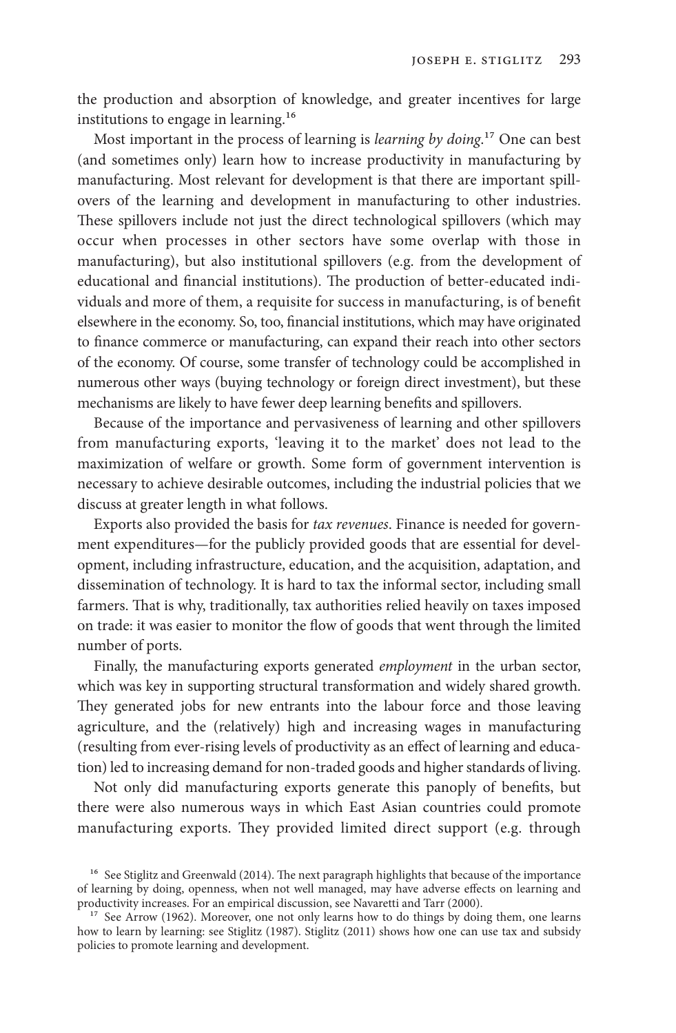the production and absorption of knowledge, and greater incentives for large institutions to engage in learning.[16]

Most important in the process of learning is *learning by doing*.[17] One can best (and sometimes only) learn how to increase productivity in manufacturing by manufacturing. Most relevant for development is that there are important spillovers of the learning and development in manufacturing to other industries. These spillovers include not just the direct technological spillovers (which may occur when processes in other sectors have some overlap with those in manufacturing), but also institutional spillovers (e.g. from the development of educational and financial institutions). The production of better-educated individuals and more of them, a requisite for success in manufacturing, is of benefit elsewhere in the economy. So, too, financial institutions, which may have originated to finance commerce or manufacturing, can expand their reach into other sectors of the economy. Of course, some transfer of technology could be accomplished in numerous other ways (buying technology or foreign direct investment), but these mechanisms are likely to have fewer deep learning benefits and spillovers.

Because of the importance and pervasiveness of learning and other spillovers from manufacturing exports, 'leaving it to the market' does not lead to the maximization of welfare or growth. Some form of government intervention is necessary to achieve desirable outcomes, including the industrial policies that we discuss at greater length in what follows.

Exports also provided the basis for *tax revenues*. Finance is needed for government expenditures—for the publicly provided goods that are essential for development, including infrastructure, education, and the acquisition, adaptation, and dissemination of technology. It is hard to tax the informal sector, including small farmers. That is why, traditionally, tax authorities relied heavily on taxes imposed on trade: it was easier to monitor the flow of goods that went through the limited number of ports.

Finally, the manufacturing exports generated *employment* in the urban sector, which was key in supporting structural transformation and widely shared growth. They generated jobs for new entrants into the labour force and those leaving agriculture, and the (relatively) high and increasing wages in manufacturing (resulting from ever-rising levels of productivity as an effect of learning and education) led to increasing demand for non-traded goods and higher standards of living.

Not only did manufacturing exports generate this panoply of benefits, but there were also numerous ways in which East Asian countries could promote manufacturing exports. They provided limited direct support (e.g. through

[16] See Stiglitz and Greenwald (2014). The next paragraph highlights that because of the importance of learning by doing, openness, when not well managed, may have adverse effects on learning and productivity increases. For an empirical discussion, see Navaretti and Tarr (2000).

[17] See Arrow (1962). Moreover, one not only learns how to do things by doing them, one learns how to learn by learning: see Stiglitz (1987). Stiglitz (2011) shows how one can use tax and subsidy policies to promote learning and development.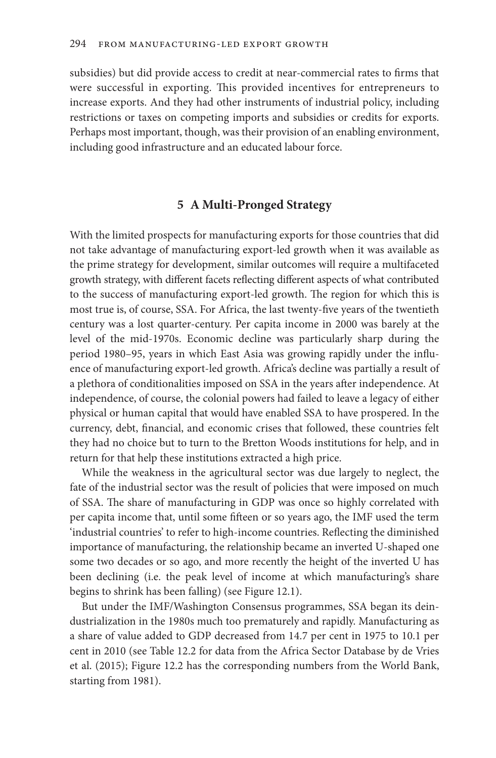subsidies) but did provide access to credit at near-commercial rates to firms that were successful in exporting. This provided incentives for entrepreneurs to increase exports. And they had other instruments of industrial policy, including restrictions or taxes on competing imports and subsidies or credits for exports. Perhaps most important, though, was their provision of an enabling environment, including good infrastructure and an educated labour force.

## 5 A Multi-Pronged Strategy

With the limited prospects for manufacturing exports for those countries that did not take advantage of manufacturing export-led growth when it was available as the prime strategy for development, similar outcomes will require a multifaceted growth strategy, with different facets reflecting different aspects of what contributed to the success of manufacturing export-led growth. The region for which this is most true is, of course, SSA. For Africa, the last twenty-five years of the twentieth century was a lost quarter-century. Per capita income in 2000 was barely at the level of the mid-1970s. Economic decline was particularly sharp during the period 1980–95, years in which East Asia was growing rapidly under the influence of manufacturing export-led growth. Africa's decline was partially a result of a plethora of conditionalities imposed on SSA in the years after independence. At independence, of course, the colonial powers had failed to leave a legacy of either physical or human capital that would have enabled SSA to have prospered. In the currency, debt, financial, and economic crises that followed, these countries felt they had no choice but to turn to the Bretton Woods institutions for help, and in return for that help these institutions extracted a high price.

While the weakness in the agricultural sector was due largely to neglect, the fate of the industrial sector was the result of policies that were imposed on much of SSA. The share of manufacturing in GDP was once so highly correlated with per capita income that, until some fifteen or so years ago, the IMF used the term 'industrial countries' to refer to high-income countries. Reflecting the diminished importance of manufacturing, the relationship became an inverted U-shaped one some two decades or so ago, and more recently the height of the inverted U has been declining (i.e. the peak level of income at which manufacturing's share begins to shrink has been falling) (see Figure 12.1).

But under the IMF/Washington Consensus programmes, SSA began its deindustrialization in the 1980s much too prematurely and rapidly. Manufacturing as a share of value added to GDP decreased from 14.7 per cent in 1975 to 10.1 per cent in 2010 (see Table 12.2 for data from the Africa Sector Database by de Vries et al. (2015); Figure 12.2 has the corresponding numbers from the World Bank, starting from 1981).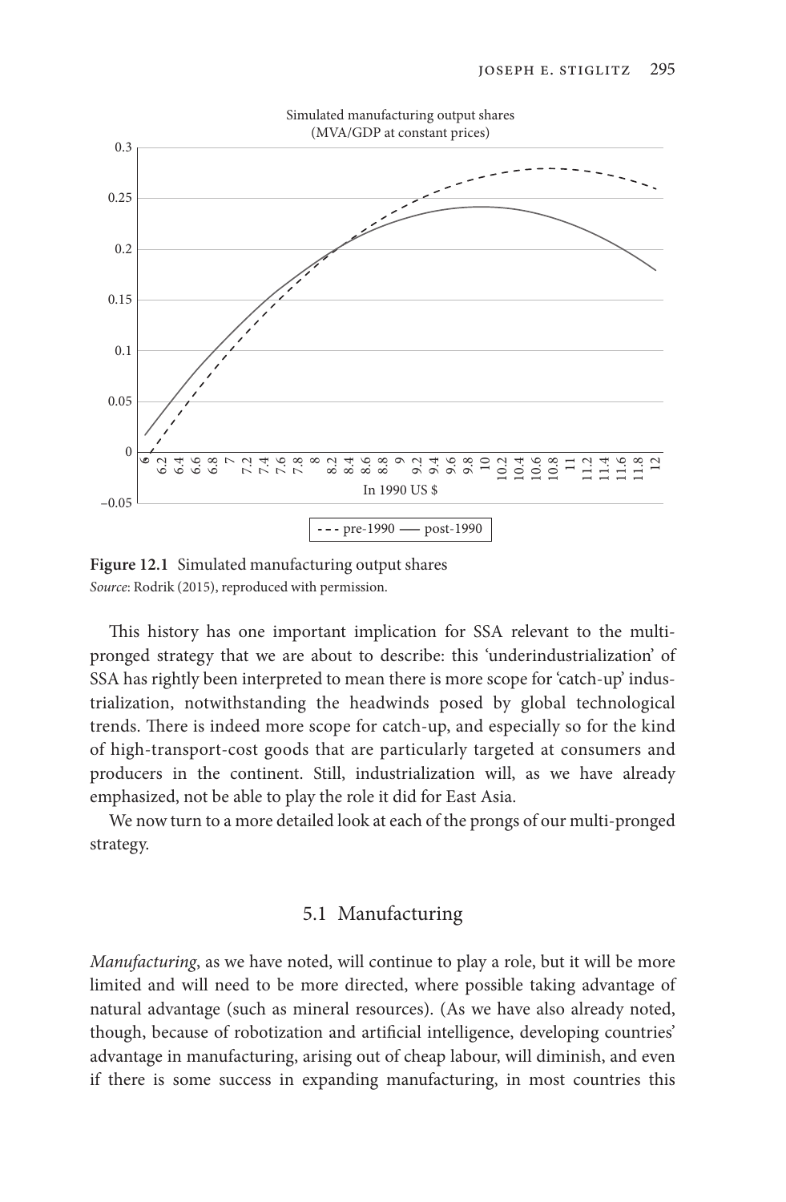Simulated manufacturing output shares
(MVA/GDP at constant prices)

**Figure 12.1** Simulated manufacturing output shares
*Source*: Rodrik (2015), reproduced with permission.

This history has one important implication for SSA relevant to the multi-pronged strategy that we are about to describe: this 'underindustrialization' of SSA has rightly been interpreted to mean there is more scope for 'catch-up' industrialization, notwithstanding the headwinds posed by global technological trends. There is indeed more scope for catch-up, and especially so for the kind of high-transport-cost goods that are particularly targeted at consumers and producers in the continent. Still, industrialization will, as we have already emphasized, not be able to play the role it did for East Asia.

We now turn to a more detailed look at each of the prongs of our multi-pronged strategy.

## 5.1 Manufacturing

*Manufacturing*, as we have noted, will continue to play a role, but it will be more limited and will need to be more directed, where possible taking advantage of natural advantage (such as mineral resources). (As we have also already noted, though, because of robotization and artificial intelligence, developing countries' advantage in manufacturing, arising out of cheap labour, will diminish, and even if there is some success in expanding manufacturing, in most countries this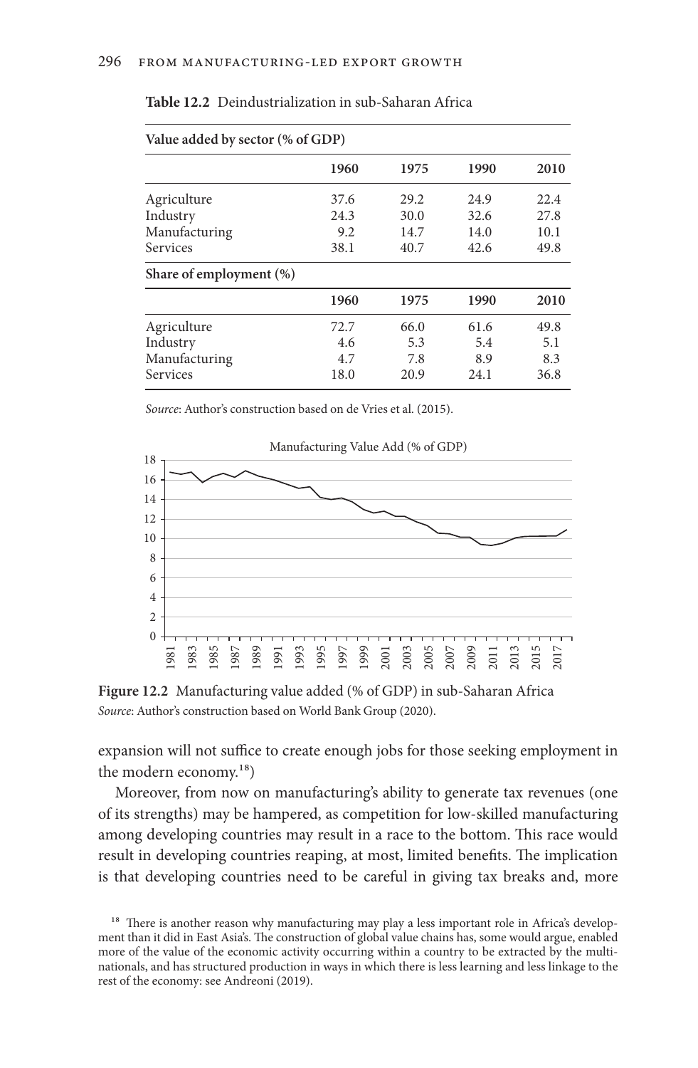**Table 12.2** Deindustrialization in sub-Saharan Africa

| **Value added by sector (% of GDP)** | | | | |
|---|---|---|---|---|
| | **1960** | **1975** | **1990** | **2010** |
| Agriculture | 37.6 | 29.2 | 24.9 | 22.4 |
| Industry | 24.3 | 30.0 | 32.6 | 27.8 |
| Manufacturing | 9.2 | 14.7 | 14.0 | 10.1 |
| Services | 38.1 | 40.7 | 42.6 | 49.8 |
| **Share of employment (%)** | | | | |
| | **1960** | **1975** | **1990** | **2010** |
| Agriculture | 72.7 | 66.0 | 61.6 | 49.8 |
| Industry | 4.6 | 5.3 | 5.4 | 5.1 |
| Manufacturing | 4.7 | 7.8 | 8.9 | 8.3 |
| Services | 18.0 | 20.9 | 24.1 | 36.8 |

*Source*: Author's construction based on de Vries et al. (2015).

**Figure 12.2** Manufacturing value added (% of GDP) in sub-Saharan Africa
*Source*: Author's construction based on World Bank Group (2020).

expansion will not suffice to create enough jobs for those seeking employment in the modern economy.[18])

Moreover, from now on manufacturing's ability to generate tax revenues (one of its strengths) may be hampered, as competition for low-skilled manufacturing among developing countries may result in a race to the bottom. This race would result in developing countries reaping, at most, limited benefits. The implication is that developing countries need to be careful in giving tax breaks and, more

[18] There is another reason why manufacturing may play a less important role in Africa's development than it did in East Asia's. The construction of global value chains has, some would argue, enabled more of the value of the economic activity occurring within a country to be extracted by the multinationals, and has structured production in ways in which there is less learning and less linkage to the rest of the economy: see Andreoni (2019).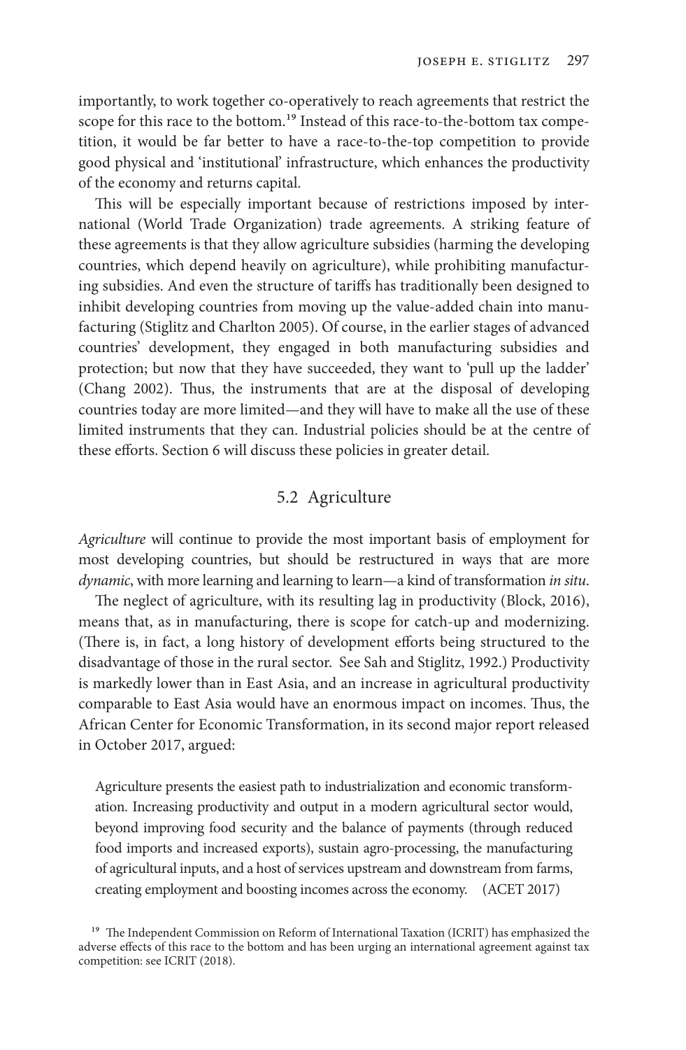importantly, to work together co-operatively to reach agreements that restrict the scope for this race to the bottom.[19] Instead of this race-to-the-bottom tax competition, it would be far better to have a race-to-the-top competition to provide good physical and 'institutional' infrastructure, which enhances the productivity of the economy and returns capital.

This will be especially important because of restrictions imposed by international (World Trade Organization) trade agreements. A striking feature of these agreements is that they allow agriculture subsidies (harming the developing countries, which depend heavily on agriculture), while prohibiting manufacturing subsidies. And even the structure of tariffs has traditionally been designed to inhibit developing countries from moving up the value-added chain into manufacturing (Stiglitz and Charlton 2005). Of course, in the earlier stages of advanced countries' development, they engaged in both manufacturing subsidies and protection; but now that they have succeeded, they want to 'pull up the ladder' (Chang 2002). Thus, the instruments that are at the disposal of developing countries today are more limited—and they will have to make all the use of these limited instruments that they can. Industrial policies should be at the centre of these efforts. Section 6 will discuss these policies in greater detail.

## 5.2 Agriculture

*Agriculture* will continue to provide the most important basis of employment for most developing countries, but should be restructured in ways that are more *dynamic*, with more learning and learning to learn—a kind of transformation *in situ*.

The neglect of agriculture, with its resulting lag in productivity (Block, 2016), means that, as in manufacturing, there is scope for catch-up and modernizing. (There is, in fact, a long history of development efforts being structured to the disadvantage of those in the rural sector. See Sah and Stiglitz, 1992.) Productivity is markedly lower than in East Asia, and an increase in agricultural productivity comparable to East Asia would have an enormous impact on incomes. Thus, the African Center for Economic Transformation, in its second major report released in October 2017, argued:

> Agriculture presents the easiest path to industrialization and economic transformation. Increasing productivity and output in a modern agricultural sector would, beyond improving food security and the balance of payments (through reduced food imports and increased exports), sustain agro-processing, the manufacturing of agricultural inputs, and a host of services upstream and downstream from farms, creating employment and boosting incomes across the economy. (ACET 2017)

[19] The Independent Commission on Reform of International Taxation (ICRIT) has emphasized the adverse effects of this race to the bottom and has been urging an international agreement against tax competition: see ICRIT (2018).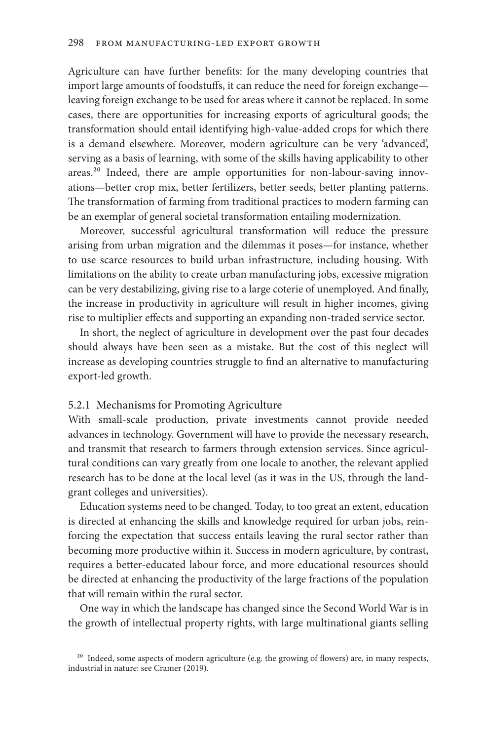Agriculture can have further benefits: for the many developing countries that import large amounts of foodstuffs, it can reduce the need for foreign exchange—leaving foreign exchange to be used for areas where it cannot be replaced. In some cases, there are opportunities for increasing exports of agricultural goods; the transformation should entail identifying high-value-added crops for which there is a demand elsewhere. Moreover, modern agriculture can be very 'advanced', serving as a basis of learning, with some of the skills having applicability to other areas.[20] Indeed, there are ample opportunities for non-labour-saving innovations—better crop mix, better fertilizers, better seeds, better planting patterns. The transformation of farming from traditional practices to modern farming can be an exemplar of general societal transformation entailing modernization.

Moreover, successful agricultural transformation will reduce the pressure arising from urban migration and the dilemmas it poses—for instance, whether to use scarce resources to build urban infrastructure, including housing. With limitations on the ability to create urban manufacturing jobs, excessive migration can be very destabilizing, giving rise to a large coterie of unemployed. And finally, the increase in productivity in agriculture will result in higher incomes, giving rise to multiplier effects and supporting an expanding non-traded service sector.

In short, the neglect of agriculture in development over the past four decades should always have been seen as a mistake. But the cost of this neglect will increase as developing countries struggle to find an alternative to manufacturing export-led growth.

### 5.2.1 Mechanisms for Promoting Agriculture

With small-scale production, private investments cannot provide needed advances in technology. Government will have to provide the necessary research, and transmit that research to farmers through extension services. Since agricultural conditions can vary greatly from one locale to another, the relevant applied research has to be done at the local level (as it was in the US, through the land-grant colleges and universities).

Education systems need to be changed. Today, to too great an extent, education is directed at enhancing the skills and knowledge required for urban jobs, reinforcing the expectation that success entails leaving the rural sector rather than becoming more productive within it. Success in modern agriculture, by contrast, requires a better-educated labour force, and more educational resources should be directed at enhancing the productivity of the large fractions of the population that will remain within the rural sector.

One way in which the landscape has changed since the Second World War is in the growth of intellectual property rights, with large multinational giants selling

[20] Indeed, some aspects of modern agriculture (e.g. the growing of flowers) are, in many respects, industrial in nature: see Cramer (2019).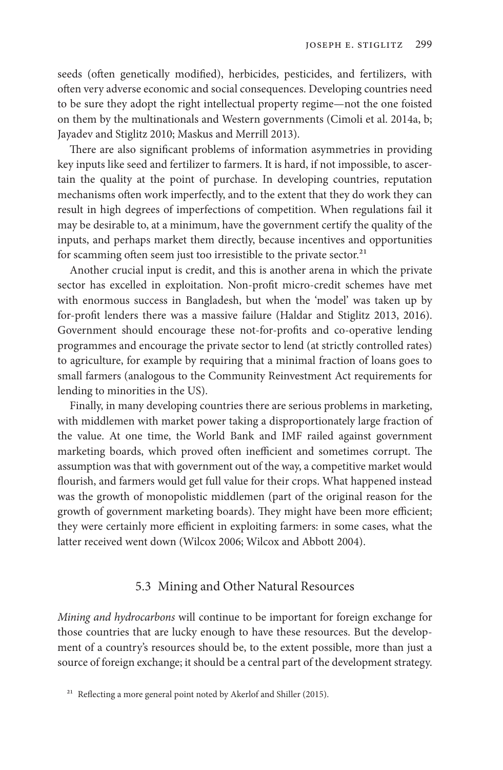seeds (often genetically modified), herbicides, pesticides, and fertilizers, with often very adverse economic and social consequences. Developing countries need to be sure they adopt the right intellectual property regime—not the one foisted on them by the multinationals and Western governments (Cimoli et al. 2014a, b; Jayadev and Stiglitz 2010; Maskus and Merrill 2013).

There are also significant problems of information asymmetries in providing key inputs like seed and fertilizer to farmers. It is hard, if not impossible, to ascertain the quality at the point of purchase. In developing countries, reputation mechanisms often work imperfectly, and to the extent that they do work they can result in high degrees of imperfections of competition. When regulations fail it may be desirable to, at a minimum, have the government certify the quality of the inputs, and perhaps market them directly, because incentives and opportunities for scamming often seem just too irresistible to the private sector.[21]

Another crucial input is credit, and this is another arena in which the private sector has excelled in exploitation. Non-profit micro-credit schemes have met with enormous success in Bangladesh, but when the 'model' was taken up by for-profit lenders there was a massive failure (Haldar and Stiglitz 2013, 2016). Government should encourage these not-for-profits and co-operative lending programmes and encourage the private sector to lend (at strictly controlled rates) to agriculture, for example by requiring that a minimal fraction of loans goes to small farmers (analogous to the Community Reinvestment Act requirements for lending to minorities in the US).

Finally, in many developing countries there are serious problems in marketing, with middlemen with market power taking a disproportionately large fraction of the value. At one time, the World Bank and IMF railed against government marketing boards, which proved often inefficient and sometimes corrupt. The assumption was that with government out of the way, a competitive market would flourish, and farmers would get full value for their crops. What happened instead was the growth of monopolistic middlemen (part of the original reason for the growth of government marketing boards). They might have been more efficient; they were certainly more efficient in exploiting farmers: in some cases, what the latter received went down (Wilcox 2006; Wilcox and Abbott 2004).

## 5.3 Mining and Other Natural Resources

*Mining and hydrocarbons* will continue to be important for foreign exchange for those countries that are lucky enough to have these resources. But the development of a country's resources should be, to the extent possible, more than just a source of foreign exchange; it should be a central part of the development strategy.

[21] Reflecting a more general point noted by Akerlof and Shiller (2015).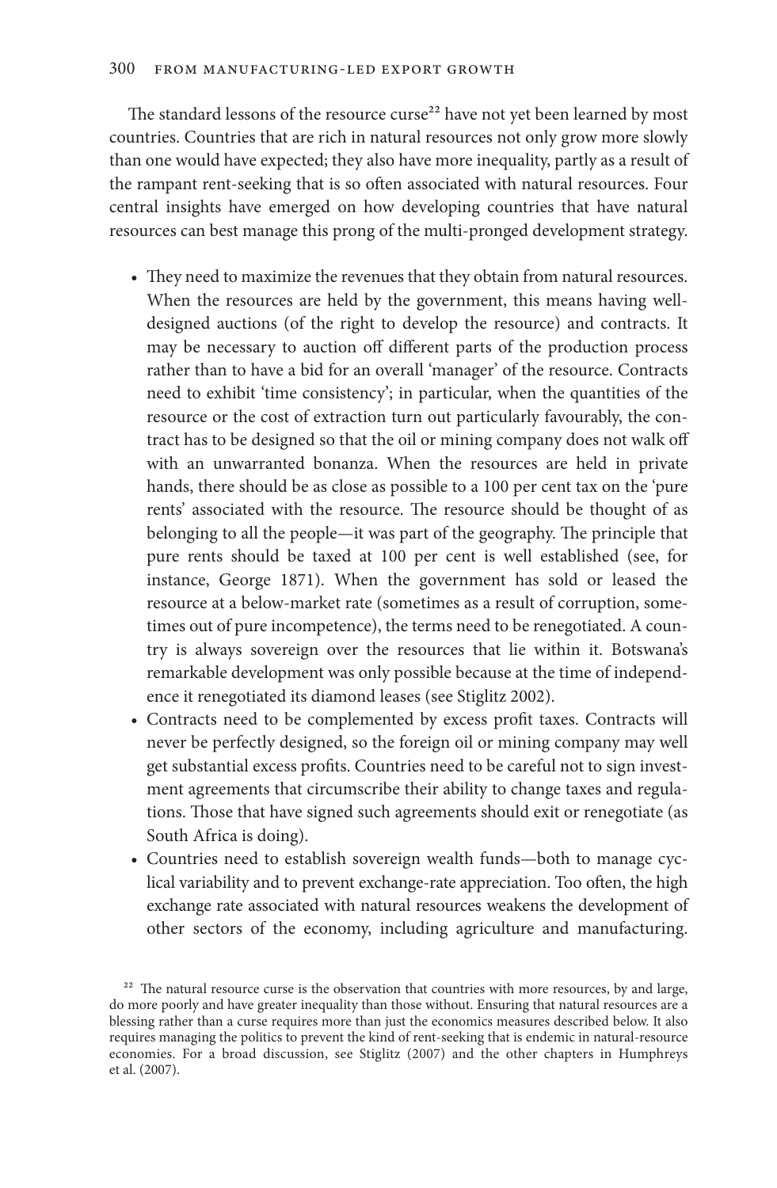The standard lessons of the resource curse[22] have not yet been learned by most countries. Countries that are rich in natural resources not only grow more slowly than one would have expected; they also have more inequality, partly as a result of the rampant rent-seeking that is so often associated with natural resources. Four central insights have emerged on how developing countries that have natural resources can best manage this prong of the multi-pronged development strategy.

- They need to maximize the revenues that they obtain from natural resources. When the resources are held by the government, this means having well-designed auctions (of the right to develop the resource) and contracts. It may be necessary to auction off different parts of the production process rather than to have a bid for an overall 'manager' of the resource. Contracts need to exhibit 'time consistency'; in particular, when the quantities of the resource or the cost of extraction turn out particularly favourably, the contract has to be designed so that the oil or mining company does not walk off with an unwarranted bonanza. When the resources are held in private hands, there should be as close as possible to a 100 per cent tax on the 'pure rents' associated with the resource. The resource should be thought of as belonging to all the people—it was part of the geography. The principle that pure rents should be taxed at 100 per cent is well established (see, for instance, George 1871). When the government has sold or leased the resource at a below-market rate (sometimes as a result of corruption, sometimes out of pure incompetence), the terms need to be renegotiated. A country is always sovereign over the resources that lie within it. Botswana's remarkable development was only possible because at the time of independence it renegotiated its diamond leases (see Stiglitz 2002).
- Contracts need to be complemented by excess profit taxes. Contracts will never be perfectly designed, so the foreign oil or mining company may well get substantial excess profits. Countries need to be careful not to sign investment agreements that circumscribe their ability to change taxes and regulations. Those that have signed such agreements should exit or renegotiate (as South Africa is doing).
- Countries need to establish sovereign wealth funds—both to manage cyclical variability and to prevent exchange-rate appreciation. Too often, the high exchange rate associated with natural resources weakens the development of other sectors of the economy, including agriculture and manufacturing.

[22] The natural resource curse is the observation that countries with more resources, by and large, do more poorly and have greater inequality than those without. Ensuring that natural resources are a blessing rather than a curse requires more than just the economics measures described below. It also requires managing the politics to prevent the kind of rent-seeking that is endemic in natural-resource economies. For a broad discussion, see Stiglitz (2007) and the other chapters in Humphreys et al. (2007).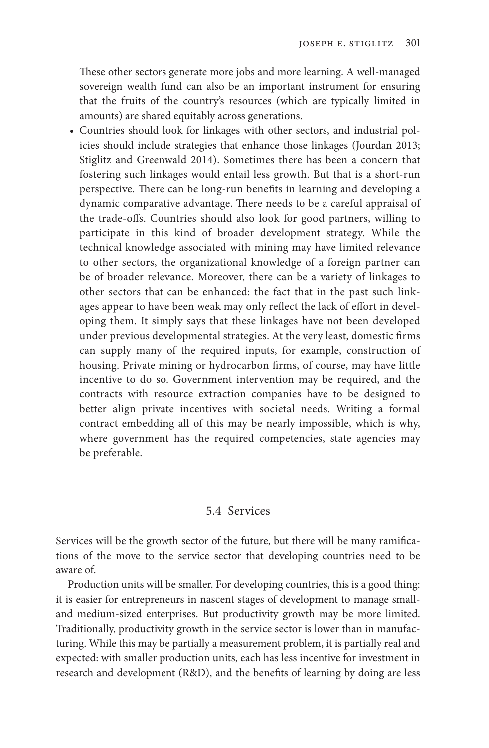These other sectors generate more jobs and more learning. A well-managed sovereign wealth fund can also be an important instrument for ensuring that the fruits of the country's resources (which are typically limited in amounts) are shared equitably across generations.

- Countries should look for linkages with other sectors, and industrial policies should include strategies that enhance those linkages (Jourdan 2013; Stiglitz and Greenwald 2014). Sometimes there has been a concern that fostering such linkages would entail less growth. But that is a short-run perspective. There can be long-run benefits in learning and developing a dynamic comparative advantage. There needs to be a careful appraisal of the trade-offs. Countries should also look for good partners, willing to participate in this kind of broader development strategy. While the technical knowledge associated with mining may have limited relevance to other sectors, the organizational knowledge of a foreign partner can be of broader relevance. Moreover, there can be a variety of linkages to other sectors that can be enhanced: the fact that in the past such linkages appear to have been weak may only reflect the lack of effort in developing them. It simply says that these linkages have not been developed under previous developmental strategies. At the very least, domestic firms can supply many of the required inputs, for example, construction of housing. Private mining or hydrocarbon firms, of course, may have little incentive to do so. Government intervention may be required, and the contracts with resource extraction companies have to be designed to better align private incentives with societal needs. Writing a formal contract embedding all of this may be nearly impossible, which is why, where government has the required competencies, state agencies may be preferable.

### 5.4 Services

Services will be the growth sector of the future, but there will be many ramifications of the move to the service sector that developing countries need to be aware of.

Production units will be smaller. For developing countries, this is a good thing: it is easier for entrepreneurs in nascent stages of development to manage small- and medium-sized enterprises. But productivity growth may be more limited. Traditionally, productivity growth in the service sector is lower than in manufacturing. While this may be partially a measurement problem, it is partially real and expected: with smaller production units, each has less incentive for investment in research and development (R&D), and the benefits of learning by doing are less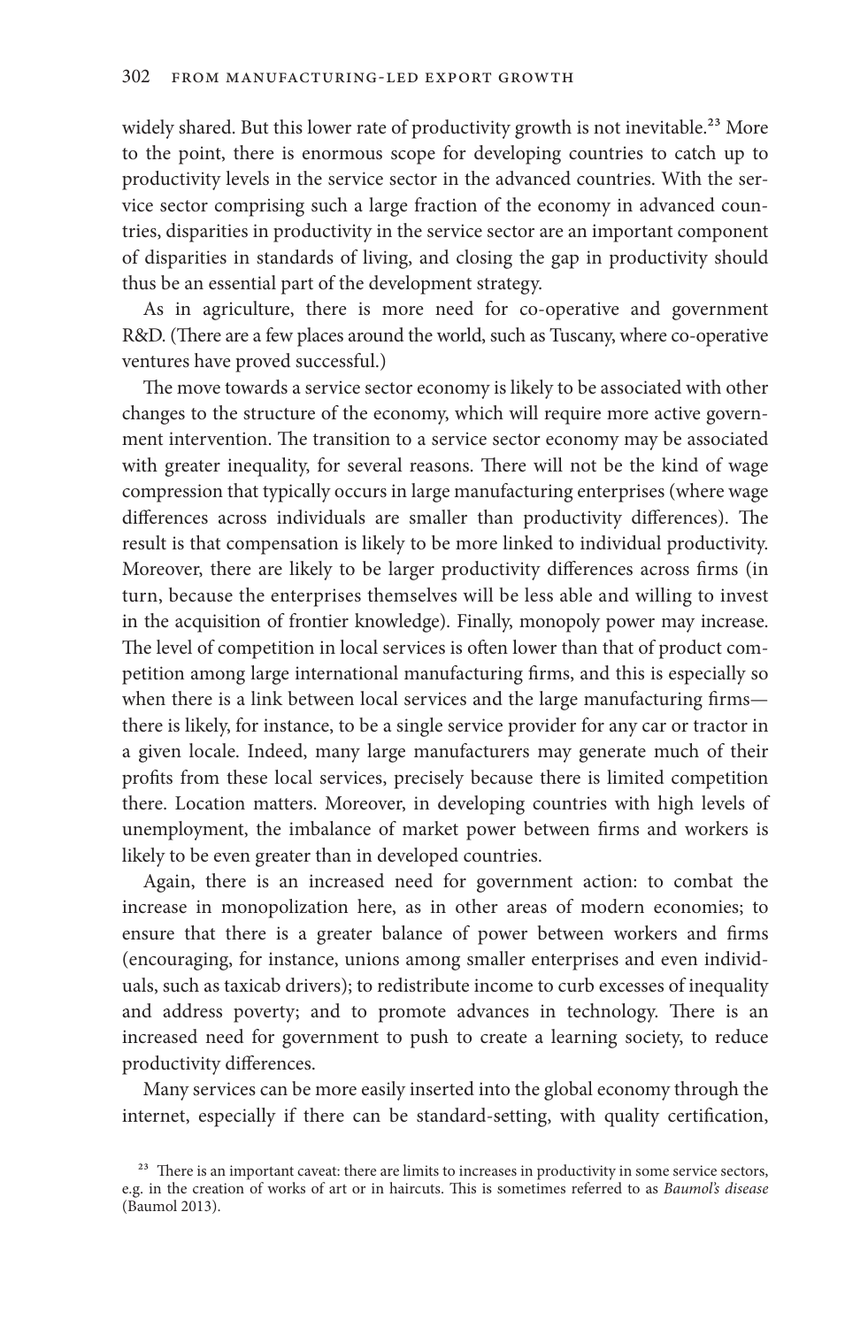widely shared. But this lower rate of productivity growth is not inevitable.[23] More to the point, there is enormous scope for developing countries to catch up to productivity levels in the service sector in the advanced countries. With the service sector comprising such a large fraction of the economy in advanced countries, disparities in productivity in the service sector are an important component of disparities in standards of living, and closing the gap in productivity should thus be an essential part of the development strategy.

As in agriculture, there is more need for co-operative and government R&D. (There are a few places around the world, such as Tuscany, where co-operative ventures have proved successful.)

The move towards a service sector economy is likely to be associated with other changes to the structure of the economy, which will require more active government intervention. The transition to a service sector economy may be associated with greater inequality, for several reasons. There will not be the kind of wage compression that typically occurs in large manufacturing enterprises (where wage differences across individuals are smaller than productivity differences). The result is that compensation is likely to be more linked to individual productivity. Moreover, there are likely to be larger productivity differences across firms (in turn, because the enterprises themselves will be less able and willing to invest in the acquisition of frontier knowledge). Finally, monopoly power may increase. The level of competition in local services is often lower than that of product competition among large international manufacturing firms, and this is especially so when there is a link between local services and the large manufacturing firms—there is likely, for instance, to be a single service provider for any car or tractor in a given locale. Indeed, many large manufacturers may generate much of their profits from these local services, precisely because there is limited competition there. Location matters. Moreover, in developing countries with high levels of unemployment, the imbalance of market power between firms and workers is likely to be even greater than in developed countries.

Again, there is an increased need for government action: to combat the increase in monopolization here, as in other areas of modern economies; to ensure that there is a greater balance of power between workers and firms (encouraging, for instance, unions among smaller enterprises and even individuals, such as taxicab drivers); to redistribute income to curb excesses of inequality and address poverty; and to promote advances in technology. There is an increased need for government to push to create a learning society, to reduce productivity differences.

Many services can be more easily inserted into the global economy through the internet, especially if there can be standard-setting, with quality certification,

[23] There is an important caveat: there are limits to increases in productivity in some service sectors, e.g. in the creation of works of art or in haircuts. This is sometimes referred to as *Baumol's disease* (Baumol 2013).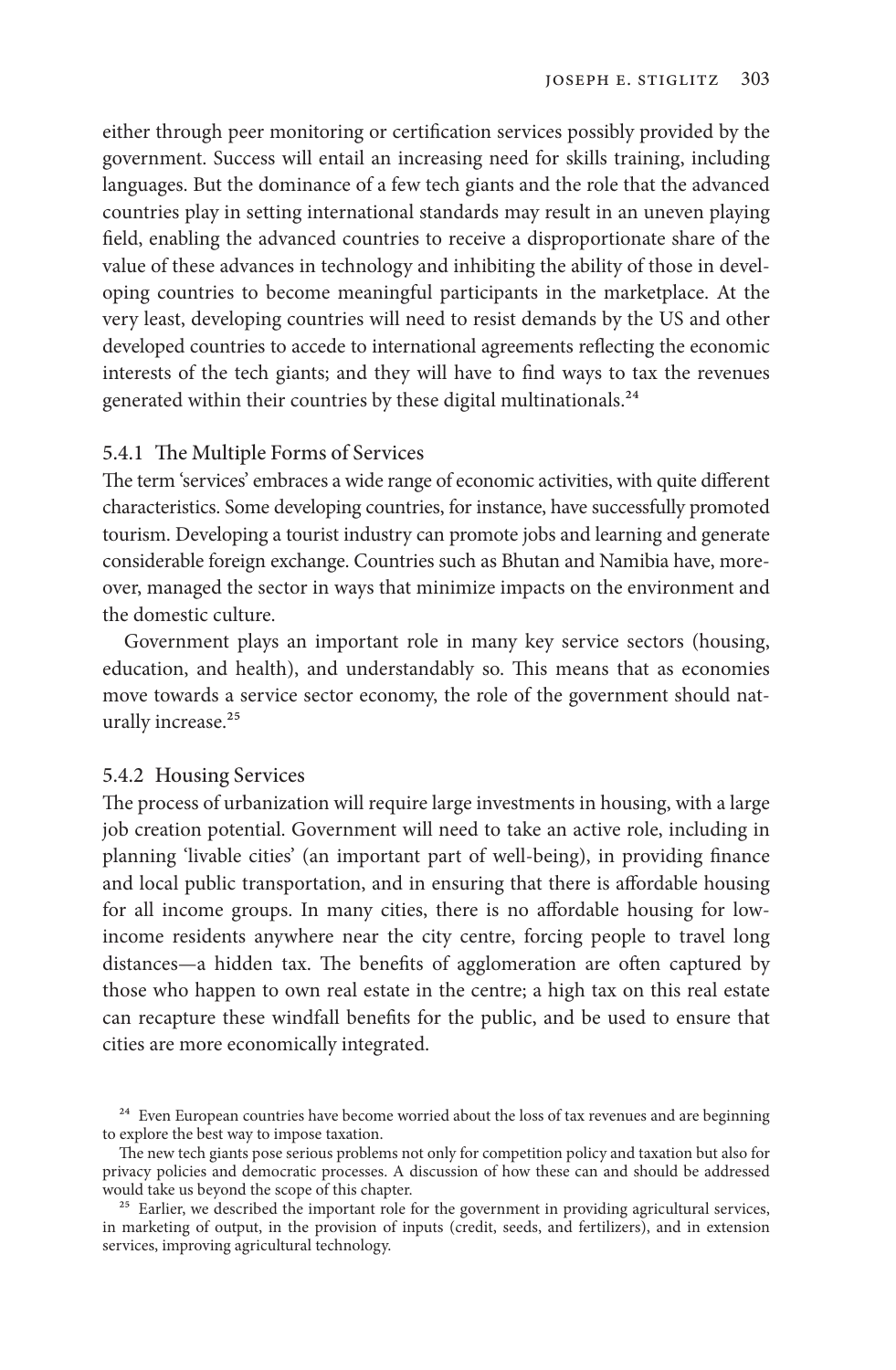either through peer monitoring or certification services possibly provided by the government. Success will entail an increasing need for skills training, including languages. But the dominance of a few tech giants and the role that the advanced countries play in setting international standards may result in an uneven playing field, enabling the advanced countries to receive a disproportionate share of the value of these advances in technology and inhibiting the ability of those in developing countries to become meaningful participants in the marketplace. At the very least, developing countries will need to resist demands by the US and other developed countries to accede to international agreements reflecting the economic interests of the tech giants; and they will have to find ways to tax the revenues generated within their countries by these digital multinationals.[24]

### 5.4.1 The Multiple Forms of Services

The term 'services' embraces a wide range of economic activities, with quite different characteristics. Some developing countries, for instance, have successfully promoted tourism. Developing a tourist industry can promote jobs and learning and generate considerable foreign exchange. Countries such as Bhutan and Namibia have, moreover, managed the sector in ways that minimize impacts on the environment and the domestic culture.

Government plays an important role in many key service sectors (housing, education, and health), and understandably so. This means that as economies move towards a service sector economy, the role of the government should naturally increase.[25]

### 5.4.2 Housing Services

The process of urbanization will require large investments in housing, with a large job creation potential. Government will need to take an active role, including in planning 'livable cities' (an important part of well-being), in providing finance and local public transportation, and in ensuring that there is affordable housing for all income groups. In many cities, there is no affordable housing for low-income residents anywhere near the city centre, forcing people to travel long distances—a hidden tax. The benefits of agglomeration are often captured by those who happen to own real estate in the centre; a high tax on this real estate can recapture these windfall benefits for the public, and be used to ensure that cities are more economically integrated.

[24] Even European countries have become worried about the loss of tax revenues and are beginning to explore the best way to impose taxation.

The new tech giants pose serious problems not only for competition policy and taxation but also for privacy policies and democratic processes. A discussion of how these can and should be addressed would take us beyond the scope of this chapter.

[25] Earlier, we described the important role for the government in providing agricultural services, in marketing of output, in the provision of inputs (credit, seeds, and fertilizers), and in extension services, improving agricultural technology.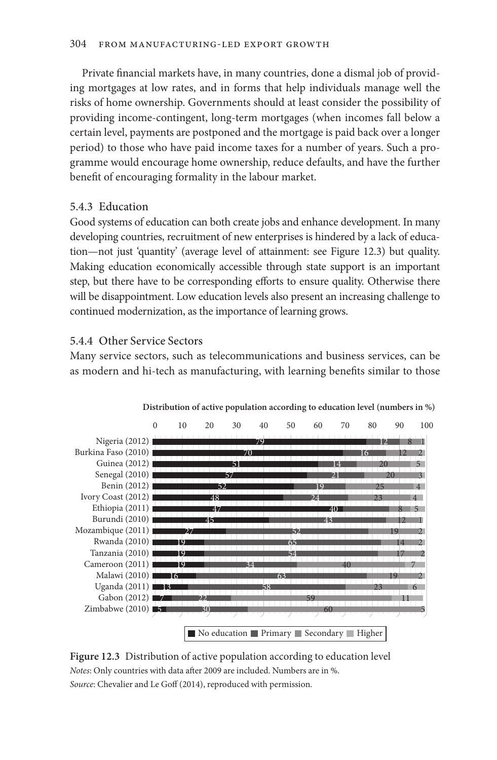Private financial markets have, in many countries, done a dismal job of providing mortgages at low rates, and in forms that help individuals manage well the risks of home ownership. Governments should at least consider the possibility of providing income-contingent, long-term mortgages (when incomes fall below a certain level, payments are postponed and the mortgage is paid back over a longer period) to those who have paid income taxes for a number of years. Such a programme would encourage home ownership, reduce defaults, and have the further benefit of encouraging formality in the labour market.

### 5.4.3 Education

Good systems of education can both create jobs and enhance development. In many developing countries, recruitment of new enterprises is hindered by a lack of education—not just 'quantity' (average level of attainment: see Figure 12.3) but quality. Making education economically accessible through state support is an important step, but there have to be corresponding efforts to ensure quality. Otherwise there will be disappointment. Low education levels also present an increasing challenge to continued modernization, as the importance of learning grows.

### 5.4.4 Other Service Sectors

Many service sectors, such as telecommunications and business services, can be as modern and hi-tech as manufacturing, with learning benefits similar to those

**Distribution of active population according to education level (numbers in %)**

| Country | No education | Primary | Secondary | Higher |
|---|---|---|---|---|
| Nigeria (2012) | 79 | 12 | 8 | 1 |
| Burkina Faso (2010) | 70 | 16 | 12 | 2 |
| Guinea (2012) | 51 | 14 | 20 | 5 |
| Senegal (2010) | 57 | 21 | 20 | 3 |
| Benin (2012) | 52 | 19 | 25 | 4 |
| Ivory Coast (2012) | 48 | 24 | 23 | 4 |
| Ethiopia (2011) | 47 | 40 | 8 | 5 |
| Burundi (2010) | 45 | 43 | 12 | 1 |
| Mozambique (2011) | 27 | 52 | 19 | 2 |
| Rwanda (2010) | 19 | 65 | 14 | 2 |
| Tanzania (2010) | 19 | 54 | 17 | 2 |
| Cameroon (2011) | 19 | 34 | 40 | 7 |
| Malawi (2010) | 16 | 63 | 19 | 2 |
| Uganda (2011) | 13 | 58 | 23 | 6 |
| Gabon (2012) | 7 | 22 | 59 | 11 |
| Zimbabwe (2010) | 5 | 30 | 60 | 5 |

**Figure 12.3** Distribution of active population according to education level

*Notes*: Only countries with data after 2009 are included. Numbers are in %.

*Source*: Chevalier and Le Goff (2014), reproduced with permission.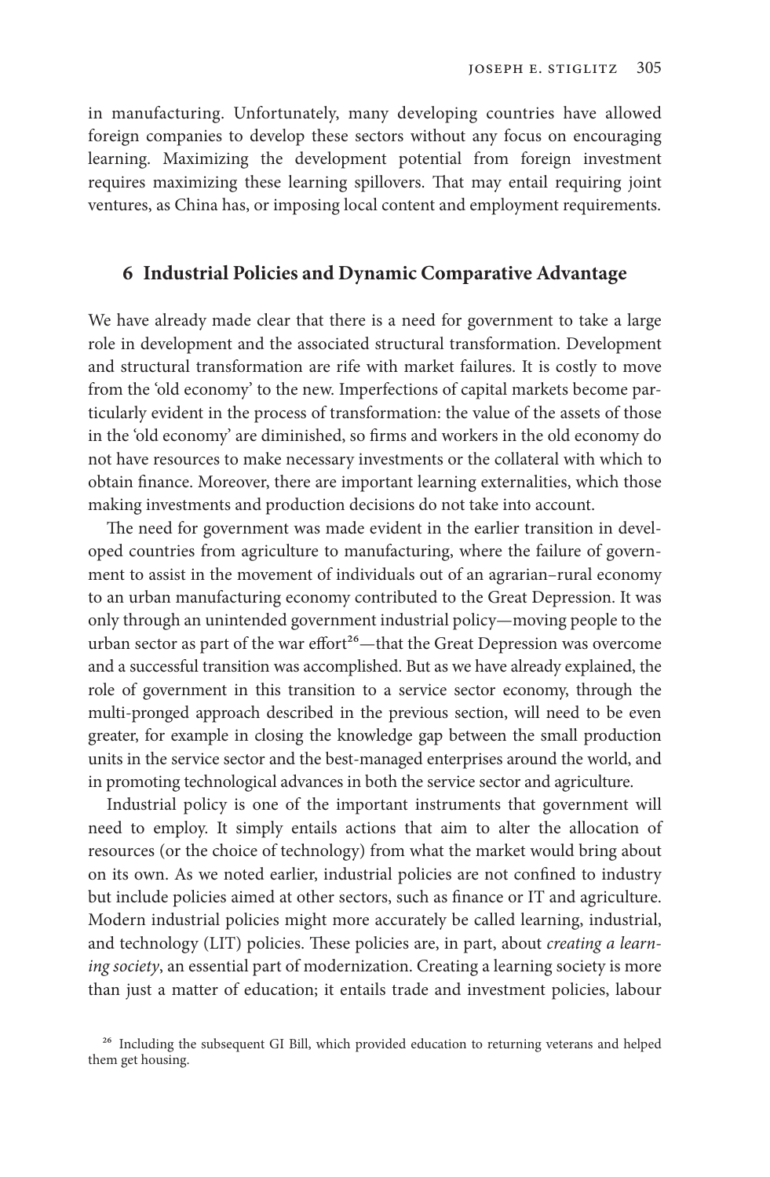in manufacturing. Unfortunately, many developing countries have allowed foreign companies to develop these sectors without any focus on encouraging learning. Maximizing the development potential from foreign investment requires maximizing these learning spillovers. That may entail requiring joint ventures, as China has, or imposing local content and employment requirements.

## 6 Industrial Policies and Dynamic Comparative Advantage

We have already made clear that there is a need for government to take a large role in development and the associated structural transformation. Development and structural transformation are rife with market failures. It is costly to move from the 'old economy' to the new. Imperfections of capital markets become particularly evident in the process of transformation: the value of the assets of those in the 'old economy' are diminished, so firms and workers in the old economy do not have resources to make necessary investments or the collateral with which to obtain finance. Moreover, there are important learning externalities, which those making investments and production decisions do not take into account.

The need for government was made evident in the earlier transition in developed countries from agriculture to manufacturing, where the failure of government to assist in the movement of individuals out of an agrarian–rural economy to an urban manufacturing economy contributed to the Great Depression. It was only through an unintended government industrial policy—moving people to the urban sector as part of the war effort[26]—that the Great Depression was overcome and a successful transition was accomplished. But as we have already explained, the role of government in this transition to a service sector economy, through the multi-pronged approach described in the previous section, will need to be even greater, for example in closing the knowledge gap between the small production units in the service sector and the best-managed enterprises around the world, and in promoting technological advances in both the service sector and agriculture.

Industrial policy is one of the important instruments that government will need to employ. It simply entails actions that aim to alter the allocation of resources (or the choice of technology) from what the market would bring about on its own. As we noted earlier, industrial policies are not confined to industry but include policies aimed at other sectors, such as finance or IT and agriculture. Modern industrial policies might more accurately be called learning, industrial, and technology (LIT) policies. These policies are, in part, about *creating a learning society*, an essential part of modernization. Creating a learning society is more than just a matter of education; it entails trade and investment policies, labour

[26] Including the subsequent GI Bill, which provided education to returning veterans and helped them get housing.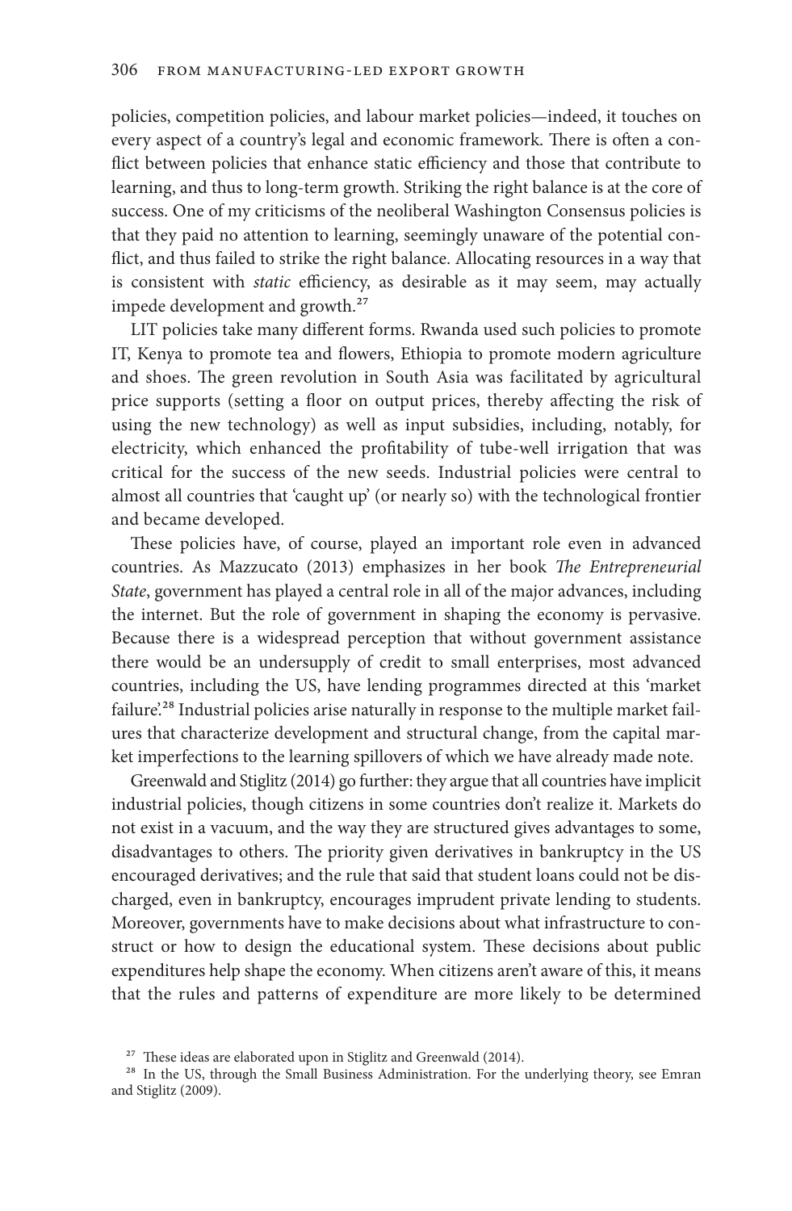policies, competition policies, and labour market policies—indeed, it touches on every aspect of a country's legal and economic framework. There is often a conflict between policies that enhance static efficiency and those that contribute to learning, and thus to long-term growth. Striking the right balance is at the core of success. One of my criticisms of the neoliberal Washington Consensus policies is that they paid no attention to learning, seemingly unaware of the potential conflict, and thus failed to strike the right balance. Allocating resources in a way that is consistent with *static* efficiency, as desirable as it may seem, may actually impede development and growth.[27]

LIT policies take many different forms. Rwanda used such policies to promote IT, Kenya to promote tea and flowers, Ethiopia to promote modern agriculture and shoes. The green revolution in South Asia was facilitated by agricultural price supports (setting a floor on output prices, thereby affecting the risk of using the new technology) as well as input subsidies, including, notably, for electricity, which enhanced the profitability of tube-well irrigation that was critical for the success of the new seeds. Industrial policies were central to almost all countries that 'caught up' (or nearly so) with the technological frontier and became developed.

These policies have, of course, played an important role even in advanced countries. As Mazzucato (2013) emphasizes in her book *The Entrepreneurial State*, government has played a central role in all of the major advances, including the internet. But the role of government in shaping the economy is pervasive. Because there is a widespread perception that without government assistance there would be an undersupply of credit to small enterprises, most advanced countries, including the US, have lending programmes directed at this 'market failure'.[28] Industrial policies arise naturally in response to the multiple market failures that characterize development and structural change, from the capital market imperfections to the learning spillovers of which we have already made note.

Greenwald and Stiglitz (2014) go further: they argue that all countries have implicit industrial policies, though citizens in some countries don't realize it. Markets do not exist in a vacuum, and the way they are structured gives advantages to some, disadvantages to others. The priority given derivatives in bankruptcy in the US encouraged derivatives; and the rule that said that student loans could not be discharged, even in bankruptcy, encourages imprudent private lending to students. Moreover, governments have to make decisions about what infrastructure to construct or how to design the educational system. These decisions about public expenditures help shape the economy. When citizens aren't aware of this, it means that the rules and patterns of expenditure are more likely to be determined

[27] These ideas are elaborated upon in Stiglitz and Greenwald (2014).

[28] In the US, through the Small Business Administration. For the underlying theory, see Emran and Stiglitz (2009).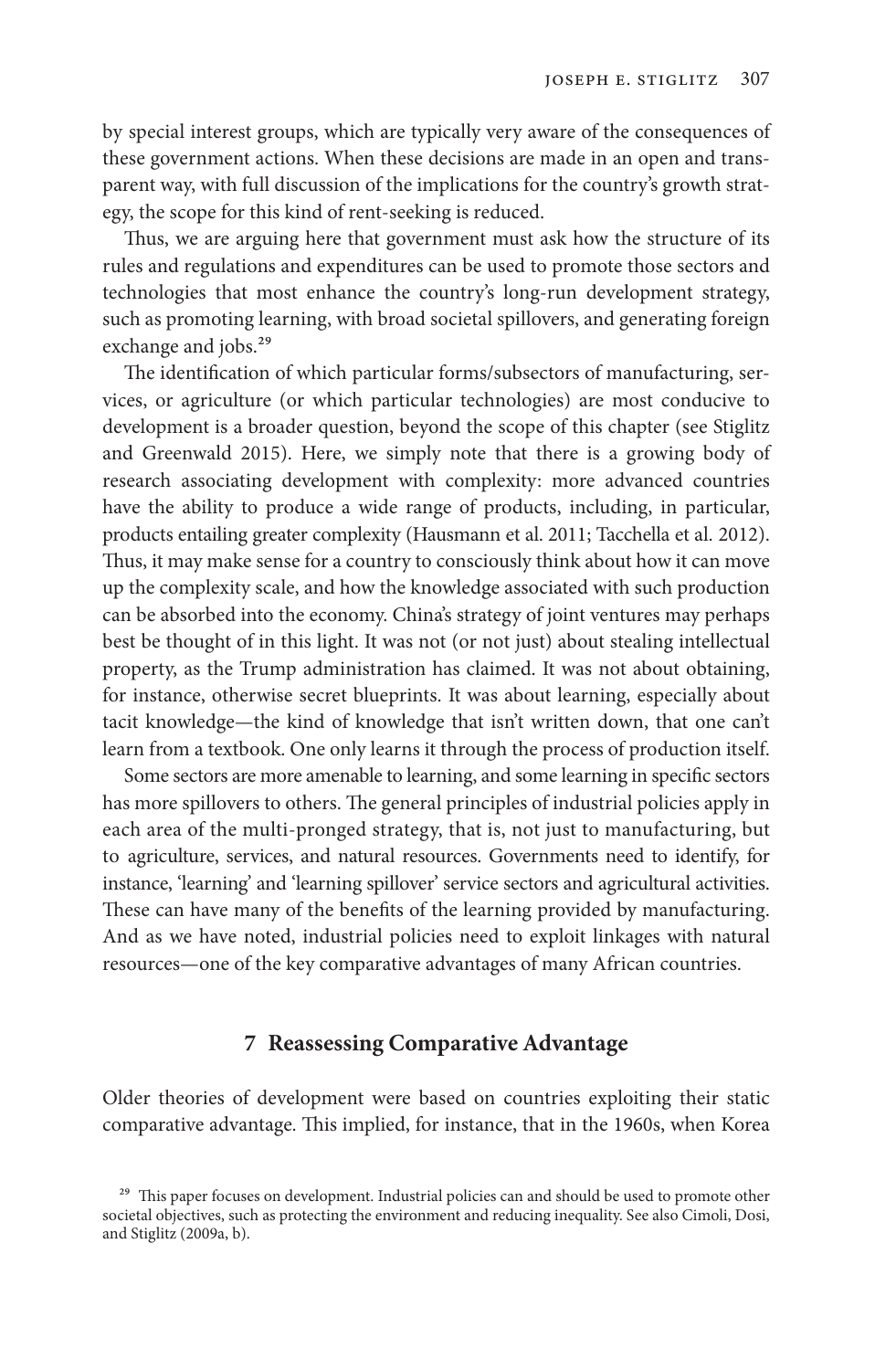by special interest groups, which are typically very aware of the consequences of these government actions. When these decisions are made in an open and transparent way, with full discussion of the implications for the country's growth strategy, the scope for this kind of rent-seeking is reduced.

Thus, we are arguing here that government must ask how the structure of its rules and regulations and expenditures can be used to promote those sectors and technologies that most enhance the country's long-run development strategy, such as promoting learning, with broad societal spillovers, and generating foreign exchange and jobs.[29]

The identification of which particular forms/subsectors of manufacturing, services, or agriculture (or which particular technologies) are most conducive to development is a broader question, beyond the scope of this chapter (see Stiglitz and Greenwald 2015). Here, we simply note that there is a growing body of research associating development with complexity: more advanced countries have the ability to produce a wide range of products, including, in particular, products entailing greater complexity (Hausmann et al. 2011; Tacchella et al. 2012). Thus, it may make sense for a country to consciously think about how it can move up the complexity scale, and how the knowledge associated with such production can be absorbed into the economy. China's strategy of joint ventures may perhaps best be thought of in this light. It was not (or not just) about stealing intellectual property, as the Trump administration has claimed. It was not about obtaining, for instance, otherwise secret blueprints. It was about learning, especially about tacit knowledge—the kind of knowledge that isn't written down, that one can't learn from a textbook. One only learns it through the process of production itself.

Some sectors are more amenable to learning, and some learning in specific sectors has more spillovers to others. The general principles of industrial policies apply in each area of the multi-pronged strategy, that is, not just to manufacturing, but to agriculture, services, and natural resources. Governments need to identify, for instance, 'learning' and 'learning spillover' service sectors and agricultural activities. These can have many of the benefits of the learning provided by manufacturing. And as we have noted, industrial policies need to exploit linkages with natural resources—one of the key comparative advantages of many African countries.

## 7 Reassessing Comparative Advantage

Older theories of development were based on countries exploiting their static comparative advantage. This implied, for instance, that in the 1960s, when Korea

[29] This paper focuses on development. Industrial policies can and should be used to promote other societal objectives, such as protecting the environment and reducing inequality. See also Cimoli, Dosi, and Stiglitz (2009a, b).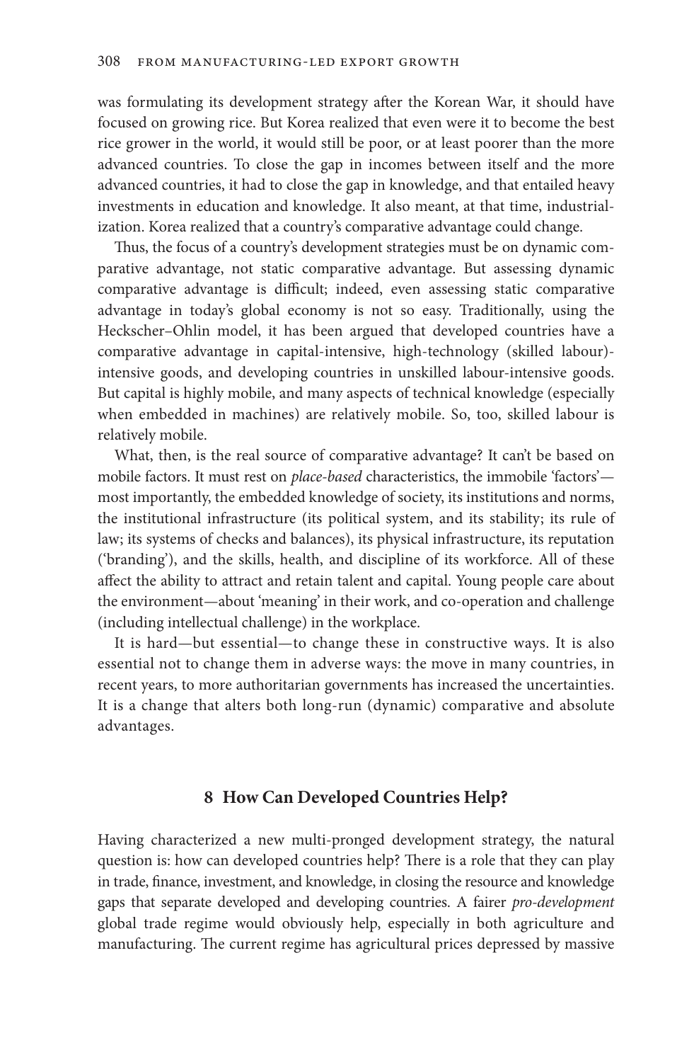was formulating its development strategy after the Korean War, it should have focused on growing rice. But Korea realized that even were it to become the best rice grower in the world, it would still be poor, or at least poorer than the more advanced countries. To close the gap in incomes between itself and the more advanced countries, it had to close the gap in knowledge, and that entailed heavy investments in education and knowledge. It also meant, at that time, industrialization. Korea realized that a country's comparative advantage could change.

Thus, the focus of a country's development strategies must be on dynamic comparative advantage, not static comparative advantage. But assessing dynamic comparative advantage is difficult; indeed, even assessing static comparative advantage in today's global economy is not so easy. Traditionally, using the Heckscher–Ohlin model, it has been argued that developed countries have a comparative advantage in capital-intensive, high-technology (skilled labour)-intensive goods, and developing countries in unskilled labour-intensive goods. But capital is highly mobile, and many aspects of technical knowledge (especially when embedded in machines) are relatively mobile. So, too, skilled labour is relatively mobile.

What, then, is the real source of comparative advantage? It can't be based on mobile factors. It must rest on *place-based* characteristics, the immobile 'factors'—most importantly, the embedded knowledge of society, its institutions and norms, the institutional infrastructure (its political system, and its stability; its rule of law; its systems of checks and balances), its physical infrastructure, its reputation ('branding'), and the skills, health, and discipline of its workforce. All of these affect the ability to attract and retain talent and capital. Young people care about the environment—about 'meaning' in their work, and co-operation and challenge (including intellectual challenge) in the workplace.

It is hard—but essential—to change these in constructive ways. It is also essential not to change them in adverse ways: the move in many countries, in recent years, to more authoritarian governments has increased the uncertainties. It is a change that alters both long-run (dynamic) comparative and absolute advantages.

## 8 How Can Developed Countries Help?

Having characterized a new multi-pronged development strategy, the natural question is: how can developed countries help? There is a role that they can play in trade, finance, investment, and knowledge, in closing the resource and knowledge gaps that separate developed and developing countries. A fairer *pro-development* global trade regime would obviously help, especially in both agriculture and manufacturing. The current regime has agricultural prices depressed by massive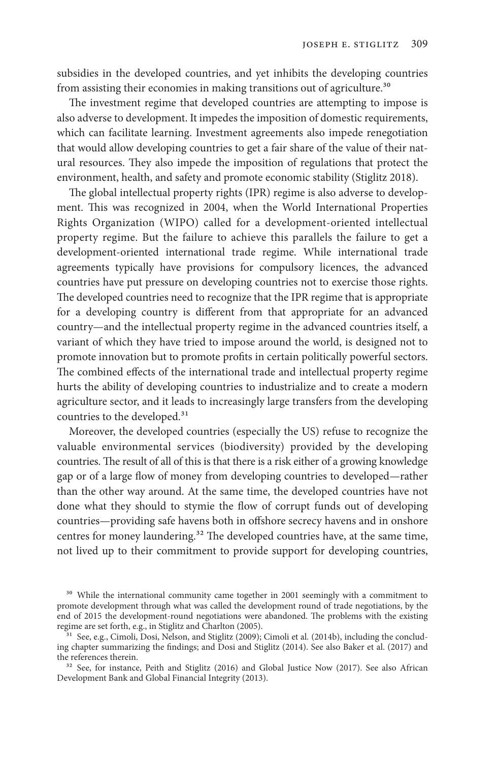subsidies in the developed countries, and yet inhibits the developing countries from assisting their economies in making transitions out of agriculture.[30]

The investment regime that developed countries are attempting to impose is also adverse to development. It impedes the imposition of domestic requirements, which can facilitate learning. Investment agreements also impede renegotiation that would allow developing countries to get a fair share of the value of their natural resources. They also impede the imposition of regulations that protect the environment, health, and safety and promote economic stability (Stiglitz 2018).

The global intellectual property rights (IPR) regime is also adverse to development. This was recognized in 2004, when the World International Properties Rights Organization (WIPO) called for a development-oriented intellectual property regime. But the failure to achieve this parallels the failure to get a development-oriented international trade regime. While international trade agreements typically have provisions for compulsory licences, the advanced countries have put pressure on developing countries not to exercise those rights. The developed countries need to recognize that the IPR regime that is appropriate for a developing country is different from that appropriate for an advanced country—and the intellectual property regime in the advanced countries itself, a variant of which they have tried to impose around the world, is designed not to promote innovation but to promote profits in certain politically powerful sectors. The combined effects of the international trade and intellectual property regime hurts the ability of developing countries to industrialize and to create a modern agriculture sector, and it leads to increasingly large transfers from the developing countries to the developed.[31]

Moreover, the developed countries (especially the US) refuse to recognize the valuable environmental services (biodiversity) provided by the developing countries. The result of all of this is that there is a risk either of a growing knowledge gap or of a large flow of money from developing countries to developed—rather than the other way around. At the same time, the developed countries have not done what they should to stymie the flow of corrupt funds out of developing countries—providing safe havens both in offshore secrecy havens and in onshore centres for money laundering.[32] The developed countries have, at the same time, not lived up to their commitment to provide support for developing countries,

[30] While the international community came together in 2001 seemingly with a commitment to promote development through what was called the development round of trade negotiations, by the end of 2015 the development-round negotiations were abandoned. The problems with the existing regime are set forth, e.g., in Stiglitz and Charlton (2005).

[31] See, e.g., Cimoli, Dosi, Nelson, and Stiglitz (2009); Cimoli et al. (2014b), including the concluding chapter summarizing the findings; and Dosi and Stiglitz (2014). See also Baker et al. (2017) and the references therein.

[32] See, for instance, Peith and Stiglitz (2016) and Global Justice Now (2017). See also African Development Bank and Global Financial Integrity (2013).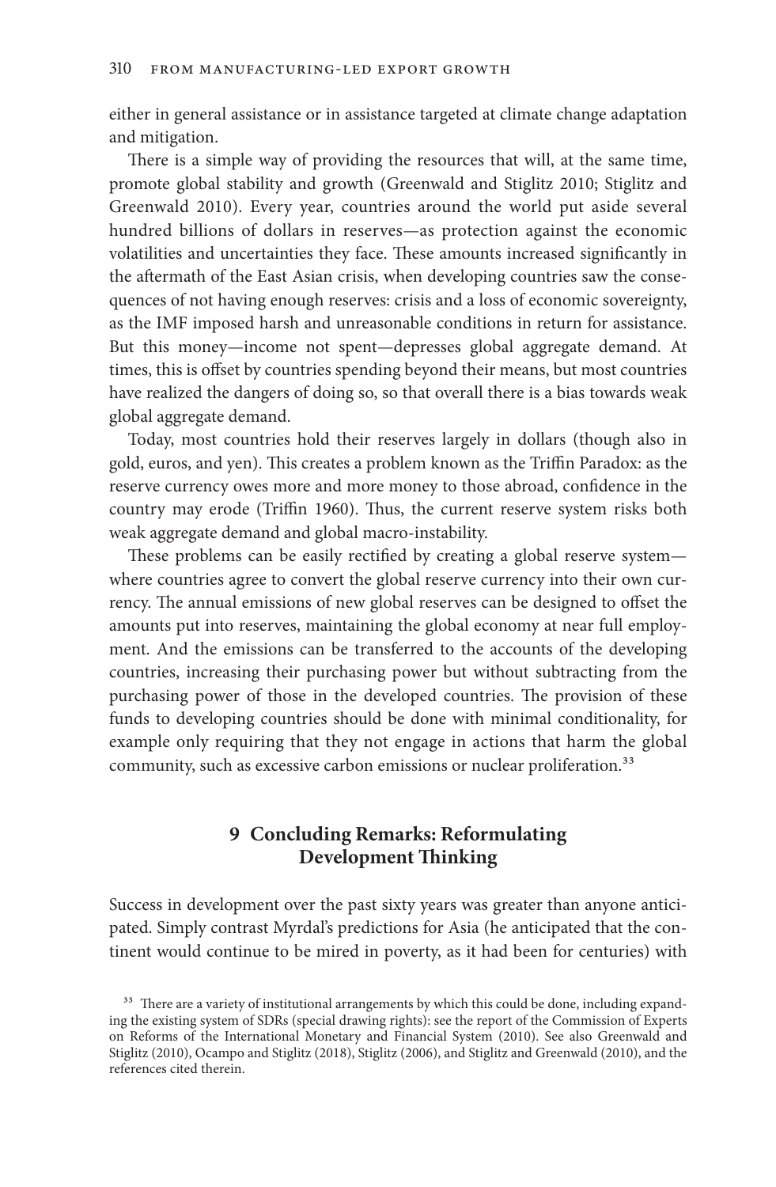either in general assistance or in assistance targeted at climate change adaptation and mitigation.

There is a simple way of providing the resources that will, at the same time, promote global stability and growth (Greenwald and Stiglitz 2010; Stiglitz and Greenwald 2010). Every year, countries around the world put aside several hundred billions of dollars in reserves—as protection against the economic volatilities and uncertainties they face. These amounts increased significantly in the aftermath of the East Asian crisis, when developing countries saw the consequences of not having enough reserves: crisis and a loss of economic sovereignty, as the IMF imposed harsh and unreasonable conditions in return for assistance. But this money—income not spent—depresses global aggregate demand. At times, this is offset by countries spending beyond their means, but most countries have realized the dangers of doing so, so that overall there is a bias towards weak global aggregate demand.

Today, most countries hold their reserves largely in dollars (though also in gold, euros, and yen). This creates a problem known as the Triffin Paradox: as the reserve currency owes more and more money to those abroad, confidence in the country may erode (Triffin 1960). Thus, the current reserve system risks both weak aggregate demand and global macro-instability.

These problems can be easily rectified by creating a global reserve system—where countries agree to convert the global reserve currency into their own currency. The annual emissions of new global reserves can be designed to offset the amounts put into reserves, maintaining the global economy at near full employment. And the emissions can be transferred to the accounts of the developing countries, increasing their purchasing power but without subtracting from the purchasing power of those in the developed countries. The provision of these funds to developing countries should be done with minimal conditionality, for example only requiring that they not engage in actions that harm the global community, such as excessive carbon emissions or nuclear proliferation.[33]

## 9 Concluding Remarks: Reformulating Development Thinking

Success in development over the past sixty years was greater than anyone anticipated. Simply contrast Myrdal's predictions for Asia (he anticipated that the continent would continue to be mired in poverty, as it had been for centuries) with

[33] There are a variety of institutional arrangements by which this could be done, including expanding the existing system of SDRs (special drawing rights): see the report of the Commission of Experts on Reforms of the International Monetary and Financial System (2010). See also Greenwald and Stiglitz (2010), Ocampo and Stiglitz (2018), Stiglitz (2006), and Stiglitz and Greenwald (2010), and the references cited therein.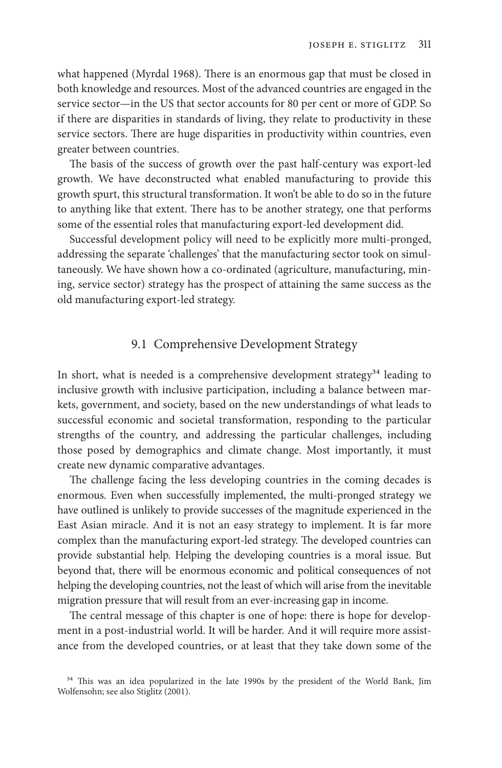what happened (Myrdal 1968). There is an enormous gap that must be closed in both knowledge and resources. Most of the advanced countries are engaged in the service sector—in the US that sector accounts for 80 per cent or more of GDP. So if there are disparities in standards of living, they relate to productivity in these service sectors. There are huge disparities in productivity within countries, even greater between countries.

The basis of the success of growth over the past half-century was export-led growth. We have deconstructed what enabled manufacturing to provide this growth spurt, this structural transformation. It won't be able to do so in the future to anything like that extent. There has to be another strategy, one that performs some of the essential roles that manufacturing export-led development did.

Successful development policy will need to be explicitly more multi-pronged, addressing the separate 'challenges' that the manufacturing sector took on simultaneously. We have shown how a co-ordinated (agriculture, manufacturing, mining, service sector) strategy has the prospect of attaining the same success as the old manufacturing export-led strategy.

## 9.1 Comprehensive Development Strategy

In short, what is needed is a comprehensive development strategy[34] leading to inclusive growth with inclusive participation, including a balance between markets, government, and society, based on the new understandings of what leads to successful economic and societal transformation, responding to the particular strengths of the country, and addressing the particular challenges, including those posed by demographics and climate change. Most importantly, it must create new dynamic comparative advantages.

The challenge facing the less developing countries in the coming decades is enormous. Even when successfully implemented, the multi-pronged strategy we have outlined is unlikely to provide successes of the magnitude experienced in the East Asian miracle. And it is not an easy strategy to implement. It is far more complex than the manufacturing export-led strategy. The developed countries can provide substantial help. Helping the developing countries is a moral issue. But beyond that, there will be enormous economic and political consequences of not helping the developing countries, not the least of which will arise from the inevitable migration pressure that will result from an ever-increasing gap in income.

The central message of this chapter is one of hope: there is hope for development in a post-industrial world. It will be harder. And it will require more assistance from the developed countries, or at least that they take down some of the

[34] This was an idea popularized in the late 1990s by the president of the World Bank, Jim Wolfensohn; see also Stiglitz (2001).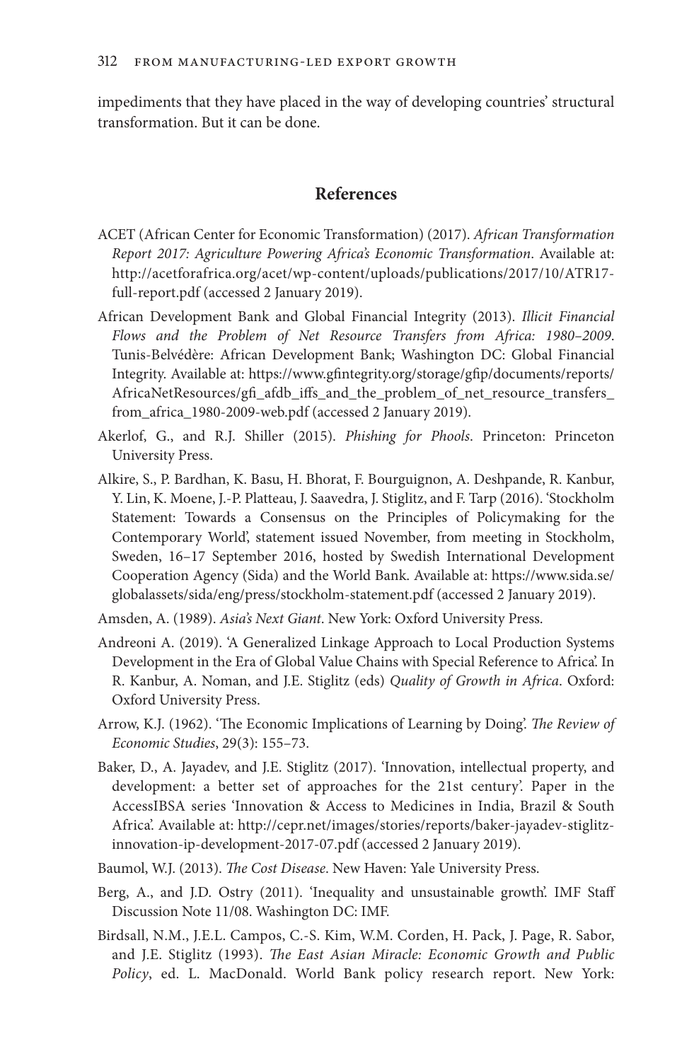impediments that they have placed in the way of developing countries' structural transformation. But it can be done.

## References

ACET (African Center for Economic Transformation) (2017). *African Transformation Report 2017: Agriculture Powering Africa's Economic Transformation*. Available at: http://acetforafrica.org/acet/wp-content/uploads/publications/2017/10/ATR17-full-report.pdf (accessed 2 January 2019).

African Development Bank and Global Financial Integrity (2013). *Illicit Financial Flows and the Problem of Net Resource Transfers from Africa: 1980–2009*. Tunis-Belvédère: African Development Bank; Washington DC: Global Financial Integrity. Available at: https://www.gfintegrity.org/storage/gfip/documents/reports/AfricaNetResources/gfi_afdb_iffs_and_the_problem_of_net_resource_transfers_from_africa_1980-2009-web.pdf (accessed 2 January 2019).

Akerlof, G., and R.J. Shiller (2015). *Phishing for Phools*. Princeton: Princeton University Press.

Alkire, S., P. Bardhan, K. Basu, H. Bhorat, F. Bourguignon, A. Deshpande, R. Kanbur, Y. Lin, K. Moene, J.-P. Platteau, J. Saavedra, J. Stiglitz, and F. Tarp (2016). 'Stockholm Statement: Towards a Consensus on the Principles of Policymaking for the Contemporary World', statement issued November, from meeting in Stockholm, Sweden, 16–17 September 2016, hosted by Swedish International Development Cooperation Agency (Sida) and the World Bank. Available at: https://www.sida.se/globalassets/sida/eng/press/stockholm-statement.pdf (accessed 2 January 2019).

Amsden, A. (1989). *Asia's Next Giant*. New York: Oxford University Press.

Andreoni A. (2019). 'A Generalized Linkage Approach to Local Production Systems Development in the Era of Global Value Chains with Special Reference to Africa'. In R. Kanbur, A. Noman, and J.E. Stiglitz (eds) *Quality of Growth in Africa*. Oxford: Oxford University Press.

Arrow, K.J. (1962). 'The Economic Implications of Learning by Doing'. *The Review of Economic Studies*, 29(3): 155–73.

Baker, D., A. Jayadev, and J.E. Stiglitz (2017). 'Innovation, intellectual property, and development: a better set of approaches for the 21st century'. Paper in the AccessIBSA series 'Innovation & Access to Medicines in India, Brazil & South Africa'. Available at: http://cepr.net/images/stories/reports/baker-jayadev-stiglitz-innovation-ip-development-2017-07.pdf (accessed 2 January 2019).

Baumol, W.J. (2013). *The Cost Disease*. New Haven: Yale University Press.

Berg, A., and J.D. Ostry (2011). 'Inequality and unsustainable growth'. IMF Staff Discussion Note 11/08. Washington DC: IMF.

Birdsall, N.M., J.E.L. Campos, C.-S. Kim, W.M. Corden, H. Pack, J. Page, R. Sabor, and J.E. Stiglitz (1993). *The East Asian Miracle: Economic Growth and Public Policy*, ed. L. MacDonald. World Bank policy research report. New York: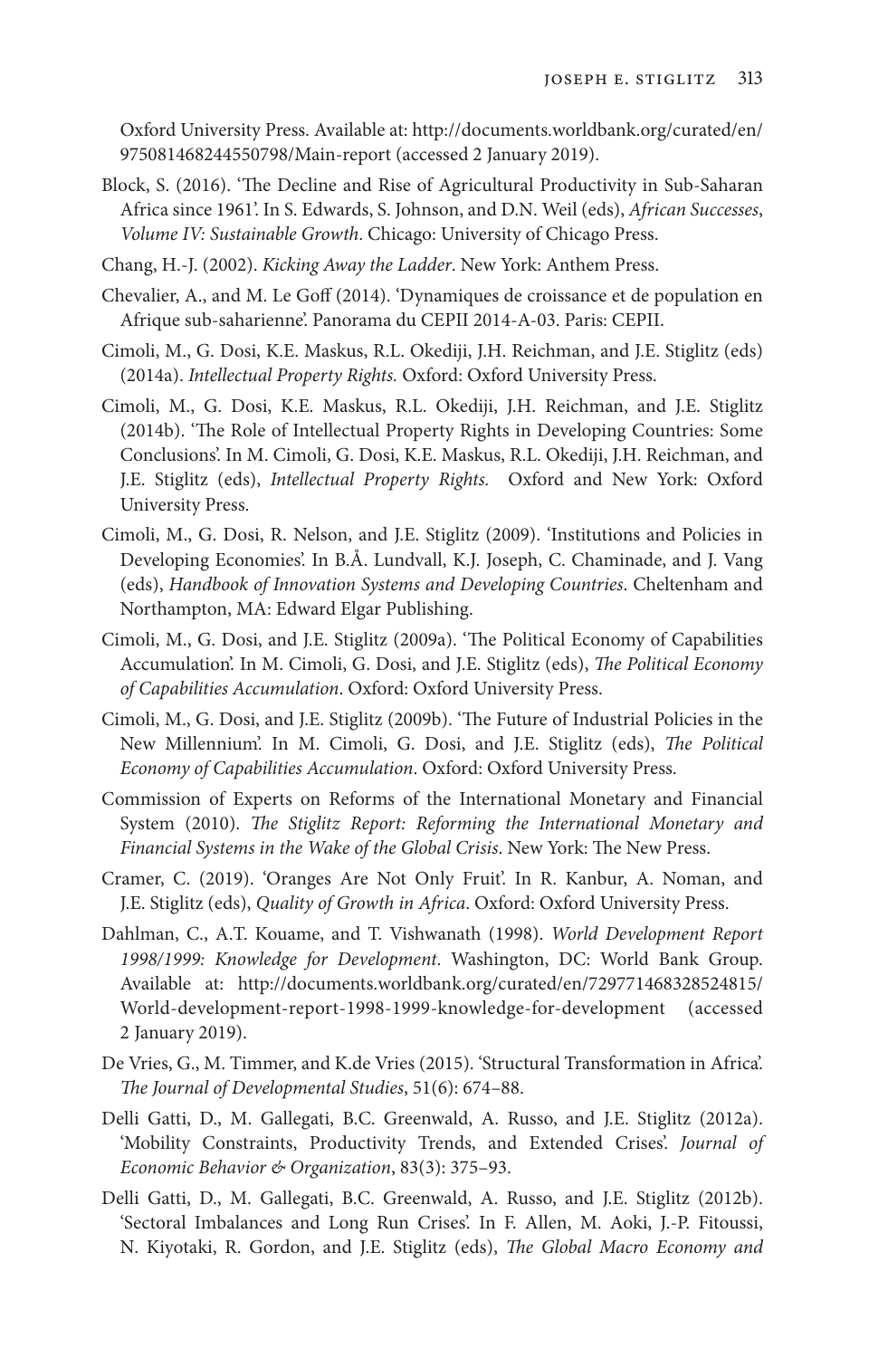Oxford University Press. Available at: http://documents.worldbank.org/curated/en/975081468244550798/Main-report (accessed 2 January 2019).

Block, S. (2016). 'The Decline and Rise of Agricultural Productivity in Sub-Saharan Africa since 1961'. In S. Edwards, S. Johnson, and D.N. Weil (eds), *African Successes, Volume IV: Sustainable Growth*. Chicago: University of Chicago Press.

Chang, H.-J. (2002). *Kicking Away the Ladder*. New York: Anthem Press.

Chevalier, A., and M. Le Goff (2014). 'Dynamiques de croissance et de population en Afrique sub-saharienne'. Panorama du CEPII 2014-A-03. Paris: CEPII.

Cimoli, M., G. Dosi, K.E. Maskus, R.L. Okediji, J.H. Reichman, and J.E. Stiglitz (eds) (2014a). *Intellectual Property Rights.* Oxford: Oxford University Press.

Cimoli, M., G. Dosi, K.E. Maskus, R.L. Okediji, J.H. Reichman, and J.E. Stiglitz (2014b). 'The Role of Intellectual Property Rights in Developing Countries: Some Conclusions'. In M. Cimoli, G. Dosi, K.E. Maskus, R.L. Okediji, J.H. Reichman, and J.E. Stiglitz (eds), *Intellectual Property Rights.* Oxford and New York: Oxford University Press.

Cimoli, M., G. Dosi, R. Nelson, and J.E. Stiglitz (2009). 'Institutions and Policies in Developing Economies'. In B.Å. Lundvall, K.J. Joseph, C. Chaminade, and J. Vang (eds), *Handbook of Innovation Systems and Developing Countries*. Cheltenham and Northampton, MA: Edward Elgar Publishing.

Cimoli, M., G. Dosi, and J.E. Stiglitz (2009a). 'The Political Economy of Capabilities Accumulation'. In M. Cimoli, G. Dosi, and J.E. Stiglitz (eds), *The Political Economy of Capabilities Accumulation*. Oxford: Oxford University Press.

Cimoli, M., G. Dosi, and J.E. Stiglitz (2009b). 'The Future of Industrial Policies in the New Millennium'. In M. Cimoli, G. Dosi, and J.E. Stiglitz (eds), *The Political Economy of Capabilities Accumulation*. Oxford: Oxford University Press.

Commission of Experts on Reforms of the International Monetary and Financial System (2010). *The Stiglitz Report: Reforming the International Monetary and Financial Systems in the Wake of the Global Crisis*. New York: The New Press.

Cramer, C. (2019). 'Oranges Are Not Only Fruit'. In R. Kanbur, A. Noman, and J.E. Stiglitz (eds), *Quality of Growth in Africa*. Oxford: Oxford University Press.

Dahlman, C., A.T. Kouame, and T. Vishwanath (1998). *World Development Report 1998/1999: Knowledge for Development*. Washington, DC: World Bank Group. Available at: http://documents.worldbank.org/curated/en/729771468328524815/World-development-report-1998-1999-knowledge-for-development (accessed 2 January 2019).

De Vries, G., M. Timmer, and K.de Vries (2015). 'Structural Transformation in Africa'. *The Journal of Developmental Studies*, 51(6): 674–88.

Delli Gatti, D., M. Gallegati, B.C. Greenwald, A. Russo, and J.E. Stiglitz (2012a). 'Mobility Constraints, Productivity Trends, and Extended Crises'. *Journal of Economic Behavior & Organization*, 83(3): 375–93.

Delli Gatti, D., M. Gallegati, B.C. Greenwald, A. Russo, and J.E. Stiglitz (2012b). 'Sectoral Imbalances and Long Run Crises'. In F. Allen, M. Aoki, J.-P. Fitoussi, N. Kiyotaki, R. Gordon, and J.E. Stiglitz (eds), *The Global Macro Economy and*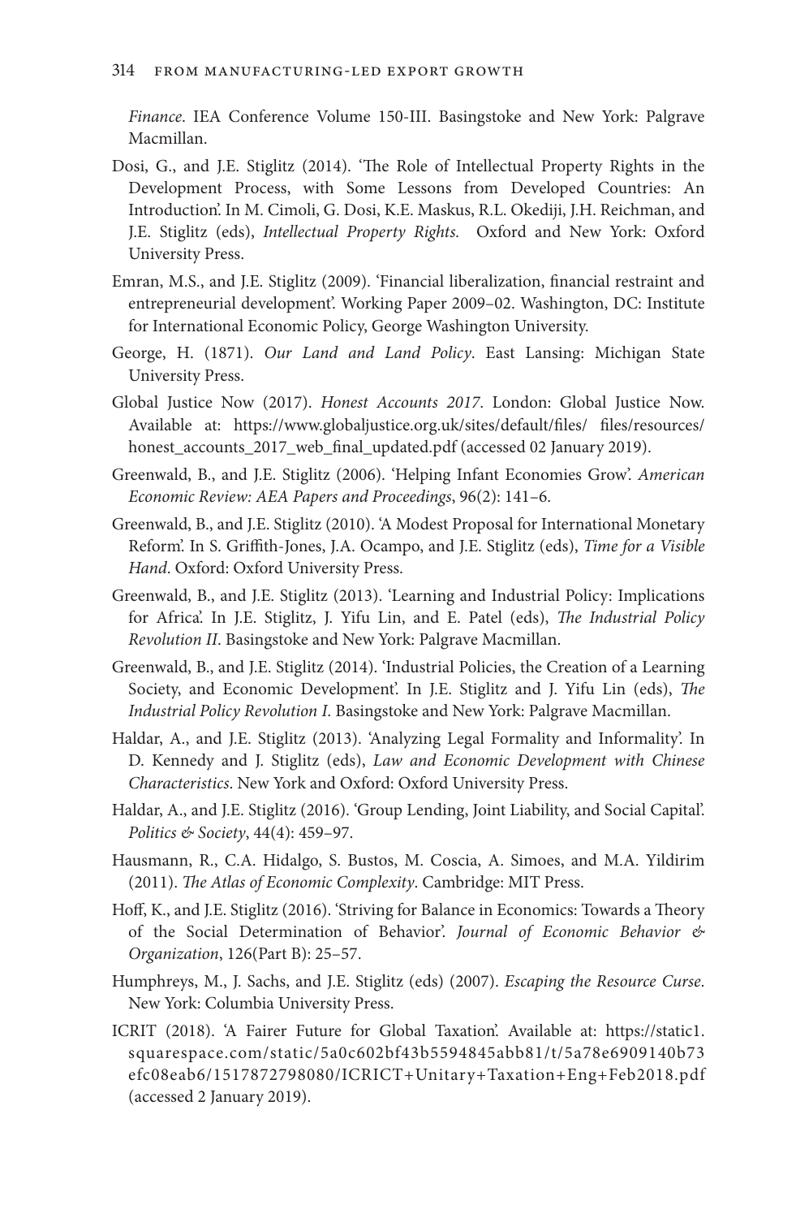*Finance*. IEA Conference Volume 150-III. Basingstoke and New York: Palgrave Macmillan.

Dosi, G., and J.E. Stiglitz (2014). 'The Role of Intellectual Property Rights in the Development Process, with Some Lessons from Developed Countries: An Introduction'. In M. Cimoli, G. Dosi, K.E. Maskus, R.L. Okediji, J.H. Reichman, and J.E. Stiglitz (eds), *Intellectual Property Rights.* Oxford and New York: Oxford University Press.

Emran, M.S., and J.E. Stiglitz (2009). 'Financial liberalization, financial restraint and entrepreneurial development'. Working Paper 2009–02. Washington, DC: Institute for International Economic Policy, George Washington University.

George, H. (1871). *Our Land and Land Policy*. East Lansing: Michigan State University Press.

Global Justice Now (2017). *Honest Accounts 2017*. London: Global Justice Now. Available at: https://www.globaljustice.org.uk/sites/default/files/ files/resources/honest_accounts_2017_web_final_updated.pdf (accessed 02 January 2019).

Greenwald, B., and J.E. Stiglitz (2006). 'Helping Infant Economies Grow'. *American Economic Review: AEA Papers and Proceedings*, 96(2): 141–6.

Greenwald, B., and J.E. Stiglitz (2010). 'A Modest Proposal for International Monetary Reform'. In S. Griffith-Jones, J.A. Ocampo, and J.E. Stiglitz (eds), *Time for a Visible Hand*. Oxford: Oxford University Press.

Greenwald, B., and J.E. Stiglitz (2013). 'Learning and Industrial Policy: Implications for Africa'. In J.E. Stiglitz, J. Yifu Lin, and E. Patel (eds), *The Industrial Policy Revolution II*. Basingstoke and New York: Palgrave Macmillan.

Greenwald, B., and J.E. Stiglitz (2014). 'Industrial Policies, the Creation of a Learning Society, and Economic Development'. In J.E. Stiglitz and J. Yifu Lin (eds), *The Industrial Policy Revolution I*. Basingstoke and New York: Palgrave Macmillan.

Haldar, A., and J.E. Stiglitz (2013). 'Analyzing Legal Formality and Informality'. In D. Kennedy and J. Stiglitz (eds), *Law and Economic Development with Chinese Characteristics*. New York and Oxford: Oxford University Press.

Haldar, A., and J.E. Stiglitz (2016). 'Group Lending, Joint Liability, and Social Capital'. *Politics & Society*, 44(4): 459–97.

Hausmann, R., C.A. Hidalgo, S. Bustos, M. Coscia, A. Simoes, and M.A. Yildirim (2011). *The Atlas of Economic Complexity*. Cambridge: MIT Press.

Hoff, K., and J.E. Stiglitz (2016). 'Striving for Balance in Economics: Towards a Theory of the Social Determination of Behavior'. *Journal of Economic Behavior & Organization*, 126(Part B): 25–57.

Humphreys, M., J. Sachs, and J.E. Stiglitz (eds) (2007). *Escaping the Resource Curse*. New York: Columbia University Press.

ICRIT (2018). 'A Fairer Future for Global Taxation'. Available at: https://static1.squarespace.com/static/5a0c602bf43b5594845abb81/t/5a78e6909140b73efc08eab6/1517872798080/ICRICT+Unitary+Taxation+Eng+Feb2018.pdf (accessed 2 January 2019).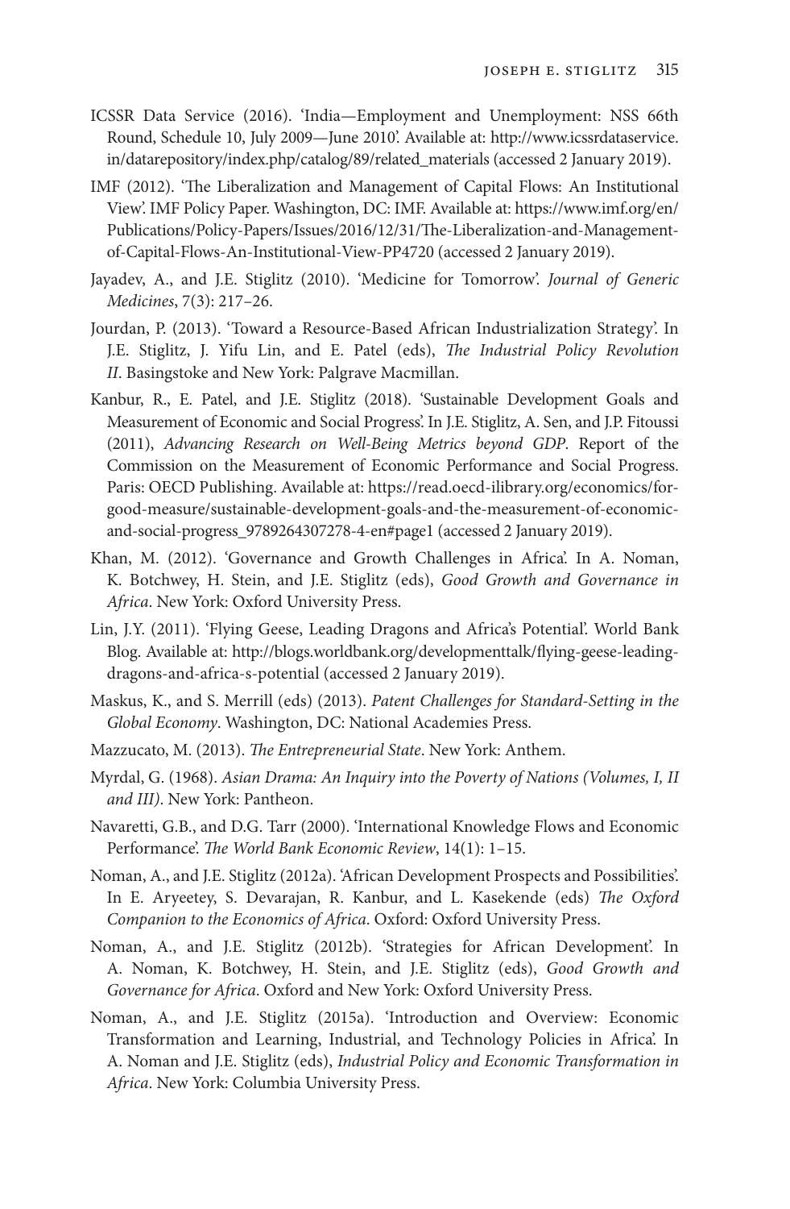ICSSR Data Service (2016). 'India—Employment and Unemployment: NSS 66th Round, Schedule 10, July 2009—June 2010'. Available at: http://www.icssrdataservice.in/datarepository/index.php/catalog/89/related_materials (accessed 2 January 2019).

IMF (2012). 'The Liberalization and Management of Capital Flows: An Institutional View'. IMF Policy Paper. Washington, DC: IMF. Available at: https://www.imf.org/en/Publications/Policy-Papers/Issues/2016/12/31/The-Liberalization-and-Management-of-Capital-Flows-An-Institutional-View-PP4720 (accessed 2 January 2019).

Jayadev, A., and J.E. Stiglitz (2010). 'Medicine for Tomorrow'. *Journal of Generic Medicines*, 7(3): 217–26.

Jourdan, P. (2013). 'Toward a Resource-Based African Industrialization Strategy'. In J.E. Stiglitz, J. Yifu Lin, and E. Patel (eds), *The Industrial Policy Revolution II*. Basingstoke and New York: Palgrave Macmillan.

Kanbur, R., E. Patel, and J.E. Stiglitz (2018). 'Sustainable Development Goals and Measurement of Economic and Social Progress'. In J.E. Stiglitz, A. Sen, and J.P. Fitoussi (2011), *Advancing Research on Well-Being Metrics beyond GDP*. Report of the Commission on the Measurement of Economic Performance and Social Progress. Paris: OECD Publishing. Available at: https://read.oecd-ilibrary.org/economics/for-good-measure/sustainable-development-goals-and-the-measurement-of-economic-and-social-progress_9789264307278-4-en#page1 (accessed 2 January 2019).

Khan, M. (2012). 'Governance and Growth Challenges in Africa'. In A. Noman, K. Botchwey, H. Stein, and J.E. Stiglitz (eds), *Good Growth and Governance in Africa*. New York: Oxford University Press.

Lin, J.Y. (2011). 'Flying Geese, Leading Dragons and Africa's Potential'. World Bank Blog. Available at: http://blogs.worldbank.org/developmenttalk/flying-geese-leading-dragons-and-africa-s-potential (accessed 2 January 2019).

Maskus, K., and S. Merrill (eds) (2013). *Patent Challenges for Standard-Setting in the Global Economy*. Washington, DC: National Academies Press.

Mazzucato, M. (2013). *The Entrepreneurial State*. New York: Anthem.

Myrdal, G. (1968). *Asian Drama: An Inquiry into the Poverty of Nations (Volumes, I, II and III)*. New York: Pantheon.

Navaretti, G.B., and D.G. Tarr (2000). 'International Knowledge Flows and Economic Performance'. *The World Bank Economic Review*, 14(1): 1–15.

Noman, A., and J.E. Stiglitz (2012a). 'African Development Prospects and Possibilities'. In E. Aryeetey, S. Devarajan, R. Kanbur, and L. Kasekende (eds) *The Oxford Companion to the Economics of Africa*. Oxford: Oxford University Press.

Noman, A., and J.E. Stiglitz (2012b). 'Strategies for African Development'. In A. Noman, K. Botchwey, H. Stein, and J.E. Stiglitz (eds), *Good Growth and Governance for Africa*. Oxford and New York: Oxford University Press.

Noman, A., and J.E. Stiglitz (2015a). 'Introduction and Overview: Economic Transformation and Learning, Industrial, and Technology Policies in Africa'. In A. Noman and J.E. Stiglitz (eds), *Industrial Policy and Economic Transformation in Africa*. New York: Columbia University Press.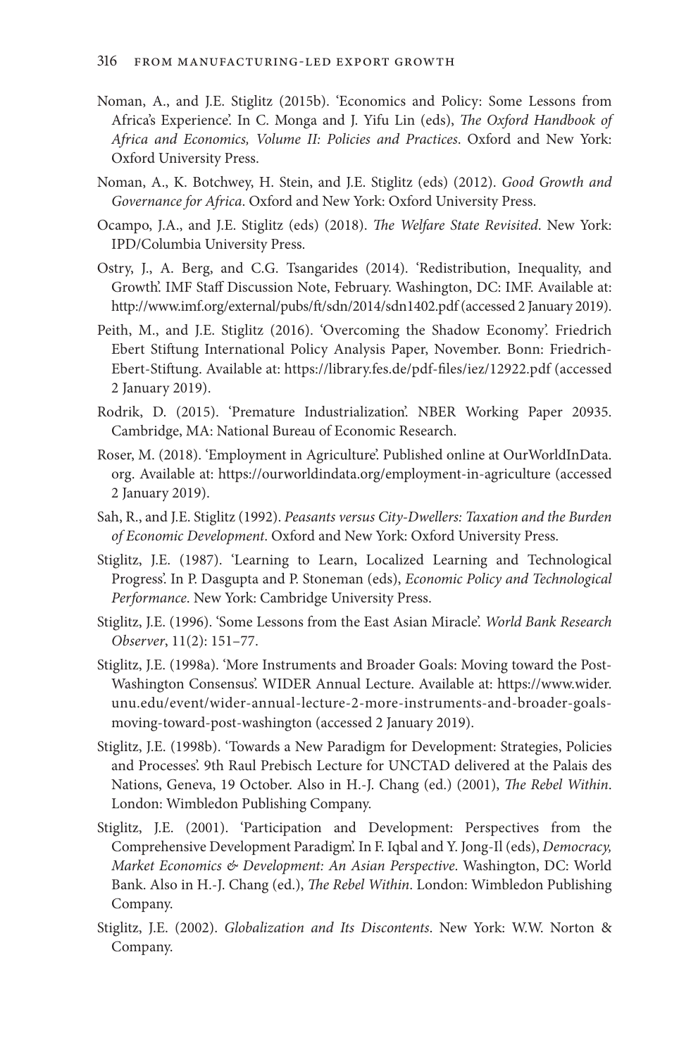Noman, A., and J.E. Stiglitz (2015b). 'Economics and Policy: Some Lessons from Africa's Experience'. In C. Monga and J. Yifu Lin (eds), *The Oxford Handbook of Africa and Economics, Volume II: Policies and Practices*. Oxford and New York: Oxford University Press.

Noman, A., K. Botchwey, H. Stein, and J.E. Stiglitz (eds) (2012). *Good Growth and Governance for Africa*. Oxford and New York: Oxford University Press.

Ocampo, J.A., and J.E. Stiglitz (eds) (2018). *The Welfare State Revisited*. New York: IPD/Columbia University Press.

Ostry, J., A. Berg, and C.G. Tsangarides (2014). 'Redistribution, Inequality, and Growth'. IMF Staff Discussion Note, February. Washington, DC: IMF. Available at: http://www.imf.org/external/pubs/ft/sdn/2014/sdn1402.pdf (accessed 2 January 2019).

Peith, M., and J.E. Stiglitz (2016). 'Overcoming the Shadow Economy'. Friedrich Ebert Stiftung International Policy Analysis Paper, November. Bonn: Friedrich-Ebert-Stiftung. Available at: https://library.fes.de/pdf-files/iez/12922.pdf (accessed 2 January 2019).

Rodrik, D. (2015). 'Premature Industrialization'. NBER Working Paper 20935. Cambridge, MA: National Bureau of Economic Research.

Roser, M. (2018). 'Employment in Agriculture'. Published online at OurWorldInData.org. Available at: https://ourworldindata.org/employment-in-agriculture (accessed 2 January 2019).

Sah, R., and J.E. Stiglitz (1992). *Peasants versus City-Dwellers: Taxation and the Burden of Economic Development*. Oxford and New York: Oxford University Press.

Stiglitz, J.E. (1987). 'Learning to Learn, Localized Learning and Technological Progress'. In P. Dasgupta and P. Stoneman (eds), *Economic Policy and Technological Performance*. New York: Cambridge University Press.

Stiglitz, J.E. (1996). 'Some Lessons from the East Asian Miracle'. *World Bank Research Observer*, 11(2): 151–77.

Stiglitz, J.E. (1998a). 'More Instruments and Broader Goals: Moving toward the Post-Washington Consensus'. WIDER Annual Lecture. Available at: https://www.wider.unu.edu/event/wider-annual-lecture-2-more-instruments-and-broader-goals-moving-toward-post-washington (accessed 2 January 2019).

Stiglitz, J.E. (1998b). 'Towards a New Paradigm for Development: Strategies, Policies and Processes'. 9th Raul Prebisch Lecture for UNCTAD delivered at the Palais des Nations, Geneva, 19 October. Also in H.-J. Chang (ed.) (2001), *The Rebel Within*. London: Wimbledon Publishing Company.

Stiglitz, J.E. (2001). 'Participation and Development: Perspectives from the Comprehensive Development Paradigm'. In F. Iqbal and Y. Jong-Il (eds), *Democracy, Market Economics & Development: An Asian Perspective*. Washington, DC: World Bank. Also in H.-J. Chang (ed.), *The Rebel Within*. London: Wimbledon Publishing Company.

Stiglitz, J.E. (2002). *Globalization and Its Discontents*. New York: W.W. Norton & Company.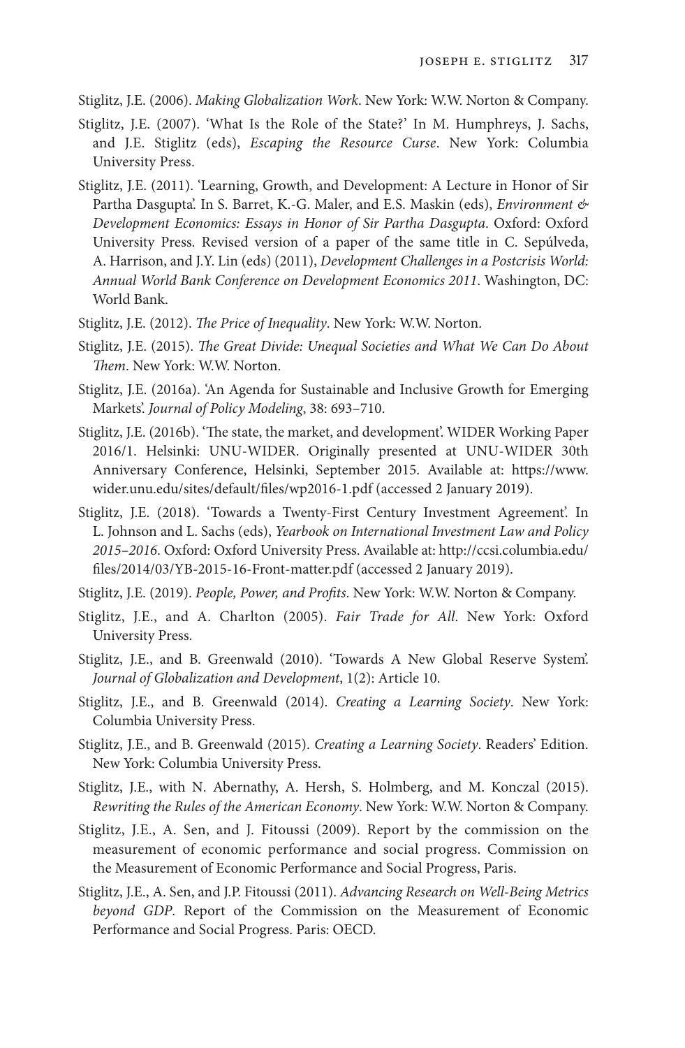Stiglitz, J.E. (2006). *Making Globalization Work*. New York: W.W. Norton & Company.

Stiglitz, J.E. (2007). 'What Is the Role of the State?' In M. Humphreys, J. Sachs, and J.E. Stiglitz (eds), *Escaping the Resource Curse*. New York: Columbia University Press.

Stiglitz, J.E. (2011). 'Learning, Growth, and Development: A Lecture in Honor of Sir Partha Dasgupta'. In S. Barret, K.-G. Maler, and E.S. Maskin (eds), *Environment & Development Economics: Essays in Honor of Sir Partha Dasgupta*. Oxford: Oxford University Press. Revised version of a paper of the same title in C. Sepúlveda, A. Harrison, and J.Y. Lin (eds) (2011), *Development Challenges in a Postcrisis World: Annual World Bank Conference on Development Economics 2011*. Washington, DC: World Bank.

Stiglitz, J.E. (2012). *The Price of Inequality*. New York: W.W. Norton.

Stiglitz, J.E. (2015). *The Great Divide: Unequal Societies and What We Can Do About Them*. New York: W.W. Norton.

Stiglitz, J.E. (2016a). 'An Agenda for Sustainable and Inclusive Growth for Emerging Markets'. *Journal of Policy Modeling*, 38: 693–710.

Stiglitz, J.E. (2016b). 'The state, the market, and development'. WIDER Working Paper 2016/1. Helsinki: UNU-WIDER. Originally presented at UNU-WIDER 30th Anniversary Conference, Helsinki, September 2015. Available at: https://www.wider.unu.edu/sites/default/files/wp2016-1.pdf (accessed 2 January 2019).

Stiglitz, J.E. (2018). 'Towards a Twenty-First Century Investment Agreement'. In L. Johnson and L. Sachs (eds), *Yearbook on International Investment Law and Policy 2015–2016*. Oxford: Oxford University Press. Available at: http://ccsi.columbia.edu/files/2014/03/YB-2015-16-Front-matter.pdf (accessed 2 January 2019).

Stiglitz, J.E. (2019). *People, Power, and Profits*. New York: W.W. Norton & Company.

Stiglitz, J.E., and A. Charlton (2005). *Fair Trade for All*. New York: Oxford University Press.

Stiglitz, J.E., and B. Greenwald (2010). 'Towards A New Global Reserve System'. *Journal of Globalization and Development*, 1(2): Article 10.

Stiglitz, J.E., and B. Greenwald (2014). *Creating a Learning Society*. New York: Columbia University Press.

Stiglitz, J.E., and B. Greenwald (2015). *Creating a Learning Society*. Readers' Edition. New York: Columbia University Press.

Stiglitz, J.E., with N. Abernathy, A. Hersh, S. Holmberg, and M. Konczal (2015). *Rewriting the Rules of the American Economy*. New York: W.W. Norton & Company.

Stiglitz, J.E., A. Sen, and J. Fitoussi (2009). Report by the commission on the measurement of economic performance and social progress. Commission on the Measurement of Economic Performance and Social Progress, Paris.

Stiglitz, J.E., A. Sen, and J.P. Fitoussi (2011). *Advancing Research on Well-Being Metrics beyond GDP*. Report of the Commission on the Measurement of Economic Performance and Social Progress. Paris: OECD.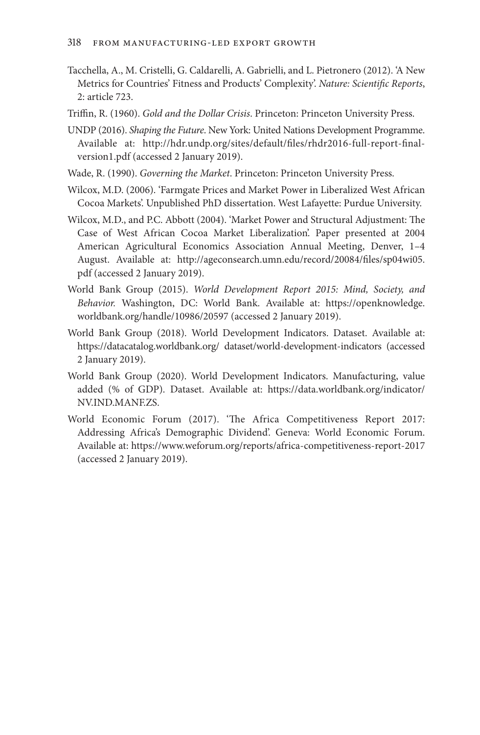Tacchella, A., M. Cristelli, G. Caldarelli, A. Gabrielli, and L. Pietronero (2012). 'A New Metrics for Countries' Fitness and Products' Complexity'. *Nature: Scientific Reports*, 2: article 723.

Triffin, R. (1960). *Gold and the Dollar Crisis*. Princeton: Princeton University Press.

UNDP (2016). *Shaping the Future*. New York: United Nations Development Programme. Available at: http://hdr.undp.org/sites/default/files/rhdr2016-full-report-final-version1.pdf (accessed 2 January 2019).

Wade, R. (1990). *Governing the Market*. Princeton: Princeton University Press.

Wilcox, M.D. (2006). 'Farmgate Prices and Market Power in Liberalized West African Cocoa Markets'. Unpublished PhD dissertation. West Lafayette: Purdue University.

Wilcox, M.D., and P.C. Abbott (2004). 'Market Power and Structural Adjustment: The Case of West African Cocoa Market Liberalization'. Paper presented at 2004 American Agricultural Economics Association Annual Meeting, Denver, 1–4 August. Available at: http://ageconsearch.umn.edu/record/20084/files/sp04wi05.pdf (accessed 2 January 2019).

World Bank Group (2015). *World Development Report 2015: Mind, Society, and Behavior.* Washington, DC: World Bank. Available at: https://openknowledge.worldbank.org/handle/10986/20597 (accessed 2 January 2019).

World Bank Group (2018). World Development Indicators. Dataset. Available at: https://datacatalog.worldbank.org/ dataset/world-development-indicators (accessed 2 January 2019).

World Bank Group (2020). World Development Indicators. Manufacturing, value added (% of GDP). Dataset. Available at: https://data.worldbank.org/indicator/NV.IND.MANF.ZS.

World Economic Forum (2017). 'The Africa Competitiveness Report 2017: Addressing Africa's Demographic Dividend'. Geneva: World Economic Forum. Available at: https://www.weforum.org/reports/africa-competitiveness-report-2017 (accessed 2 January 2019).